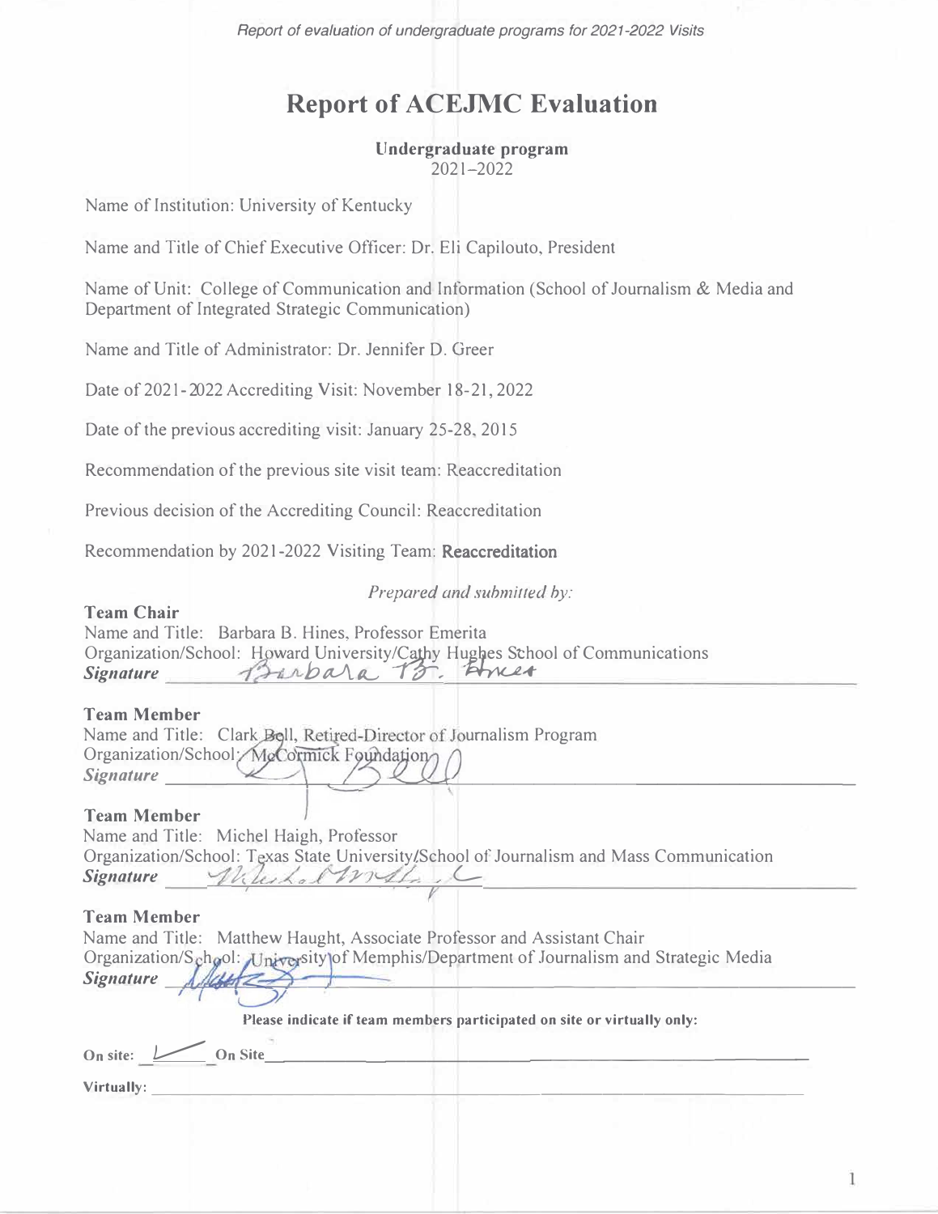# Report of ACEJMC Evaluation

**Undergraduate program**
2021–2022

Name of Institution: University of Kentucky

Name and Title of Chief Executive Officer: Dr. Eli Capilouto, President

Name of Unit: College of Communication and Information (School of Journalism & Media and Department of Integrated Strategic Communication)

Name and Title of Administrator: Dr. Jennifer D. Greer

Date of 2021-2022 Accrediting Visit: November 18-21, 2022

Date of the previous accrediting visit: January 25-28, 2015

Recommendation of the previous site visit team: Reaccreditation

Previous decision of the Accrediting Council: Reaccreditation

Recommendation by 2021-2022 Visiting Team: **Reaccreditation**

*Prepared and submitted by:*

**Team Chair**
Name and Title: Barbara B. Hines, Professor Emerita
Organization/School: Howard University/Cathy Hughes School of Communications
***Signature*** Barbara B. Hines

**Team Member**
Name and Title: Clark Bell, Retired-Director of Journalism Program
Organization/School: McCormick Foundation
***Signature*** C Bell

**Team Member**
Name and Title: Michel Haigh, Professor
Organization/School: Texas State University/School of Journalism and Mass Communication
***Signature*** Michel M Haigh

**Team Member**
Name and Title: Matthew Haught, Associate Professor and Assistant Chair
Organization/School: University of Memphis/Department of Journalism and Strategic Media
***Signature*** Matt

**Please indicate if team members participated on site or virtually only:**

On site: ✓ On Site

Virtually: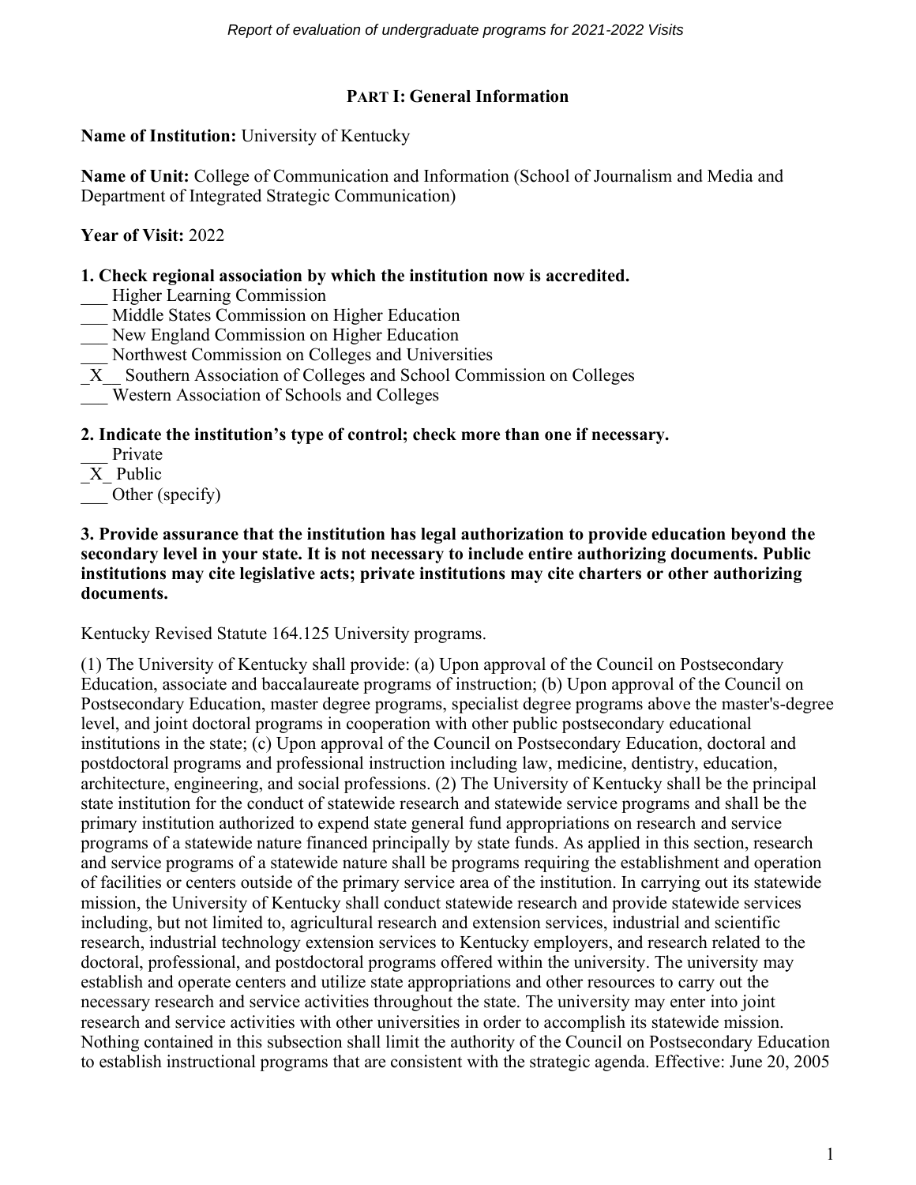**PART I: General Information**

**Name of Institution:** University of Kentucky

**Name of Unit:** College of Communication and Information (School of Journalism and Media and Department of Integrated Strategic Communication)

**Year of Visit:** 2022

**1. Check regional association by which the institution now is accredited.**

___ Higher Learning Commission
___ Middle States Commission on Higher Education
___ New England Commission on Higher Education
___ Northwest Commission on Colleges and Universities
_X__ Southern Association of Colleges and School Commission on Colleges
___ Western Association of Schools and Colleges

**2. Indicate the institution's type of control; check more than one if necessary.**

___ Private
_X_ Public
___ Other (specify)

**3. Provide assurance that the institution has legal authorization to provide education beyond the secondary level in your state. It is not necessary to include entire authorizing documents. Public institutions may cite legislative acts; private institutions may cite charters or other authorizing documents.**

Kentucky Revised Statute 164.125 University programs.

(1) The University of Kentucky shall provide: (a) Upon approval of the Council on Postsecondary Education, associate and baccalaureate programs of instruction; (b) Upon approval of the Council on Postsecondary Education, master degree programs, specialist degree programs above the master's-degree level, and joint doctoral programs in cooperation with other public postsecondary educational institutions in the state; (c) Upon approval of the Council on Postsecondary Education, doctoral and postdoctoral programs and professional instruction including law, medicine, dentistry, education, architecture, engineering, and social professions. (2) The University of Kentucky shall be the principal state institution for the conduct of statewide research and statewide service programs and shall be the primary institution authorized to expend state general fund appropriations on research and service programs of a statewide nature financed principally by state funds. As applied in this section, research and service programs of a statewide nature shall be programs requiring the establishment and operation of facilities or centers outside of the primary service area of the institution. In carrying out its statewide mission, the University of Kentucky shall conduct statewide research and provide statewide services including, but not limited to, agricultural research and extension services, industrial and scientific research, industrial technology extension services to Kentucky employers, and research related to the doctoral, professional, and postdoctoral programs offered within the university. The university may establish and operate centers and utilize state appropriations and other resources to carry out the necessary research and service activities throughout the state. The university may enter into joint research and service activities with other universities in order to accomplish its statewide mission. Nothing contained in this subsection shall limit the authority of the Council on Postsecondary Education to establish instructional programs that are consistent with the strategic agenda. Effective: June 20, 2005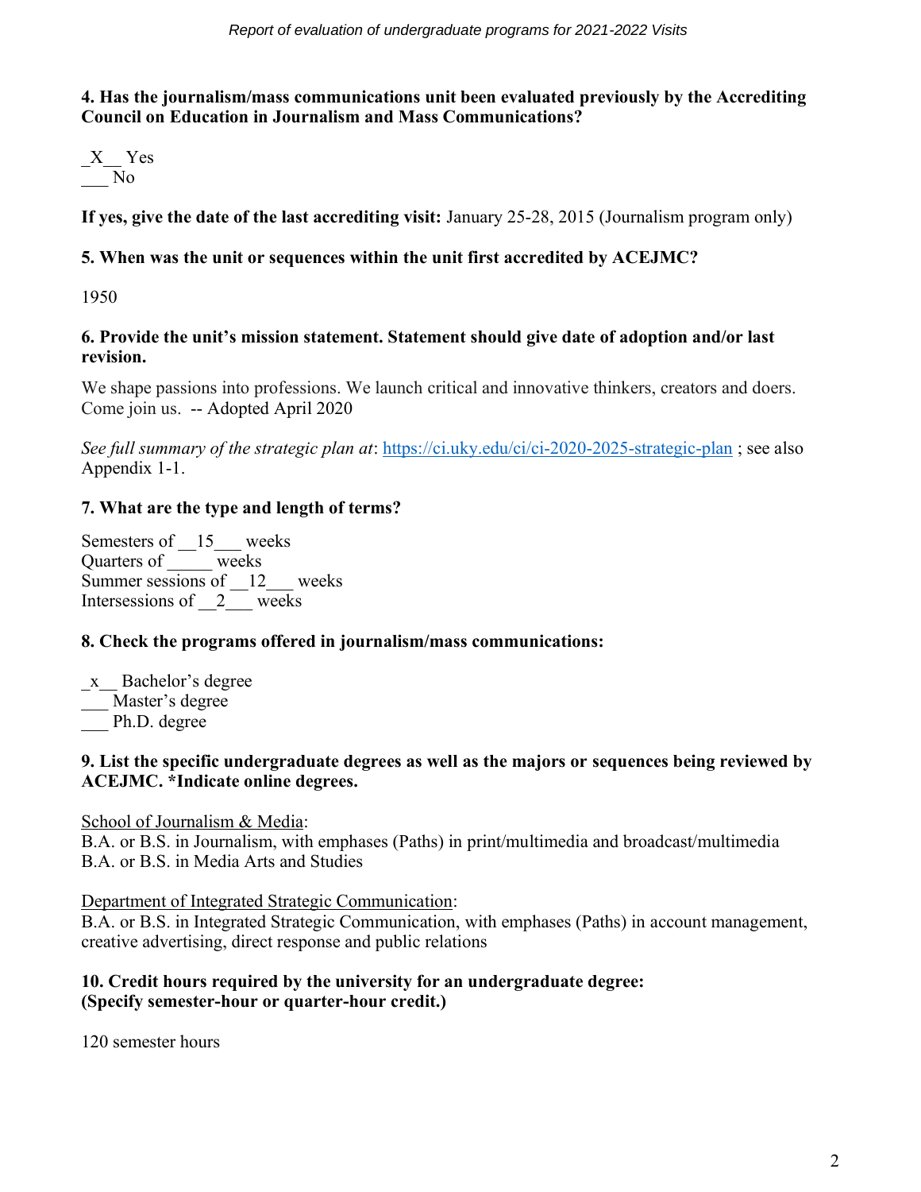**4. Has the journalism/mass communications unit been evaluated previously by the Accrediting Council on Education in Journalism and Mass Communications?**

_X__ Yes
___ No

**If yes, give the date of the last accrediting visit:** January 25-28, 2015 (Journalism program only)

**5. When was the unit or sequences within the unit first accredited by ACEJMC?**

1950

**6. Provide the unit's mission statement. Statement should give date of adoption and/or last revision.**

We shape passions into professions. We launch critical and innovative thinkers, creators and doers. Come join us. -- Adopted April 2020

*See full summary of the strategic plan at*: https://ci.uky.edu/ci/ci-2020-2025-strategic-plan ; see also Appendix 1-1.

**7. What are the type and length of terms?**

Semesters of __15___ weeks
Quarters of _____ weeks
Summer sessions of __12___ weeks
Intersessions of __2___ weeks

**8. Check the programs offered in journalism/mass communications:**

_x__ Bachelor's degree
___ Master's degree
___ Ph.D. degree

**9. List the specific undergraduate degrees as well as the majors or sequences being reviewed by ACEJMC. *Indicate online degrees.**

School of Journalism & Media:
B.A. or B.S. in Journalism, with emphases (Paths) in print/multimedia and broadcast/multimedia
B.A. or B.S. in Media Arts and Studies

Department of Integrated Strategic Communication:
B.A. or B.S. in Integrated Strategic Communication, with emphases (Paths) in account management, creative advertising, direct response and public relations

**10. Credit hours required by the university for an undergraduate degree: (Specify semester-hour or quarter-hour credit.)**

120 semester hours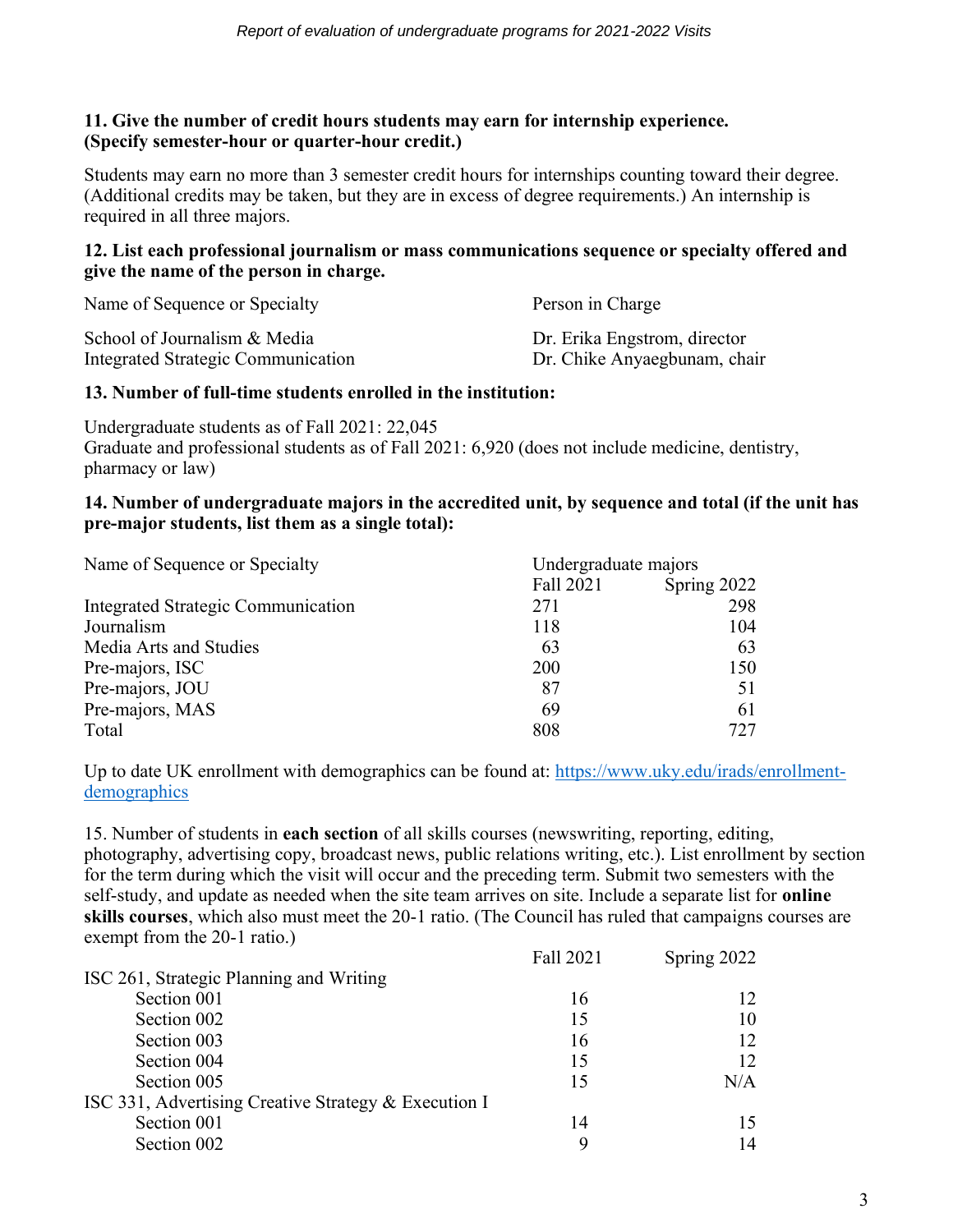**11. Give the number of credit hours students may earn for internship experience. (Specify semester-hour or quarter-hour credit.)**

Students may earn no more than 3 semester credit hours for internships counting toward their degree. (Additional credits may be taken, but they are in excess of degree requirements.) An internship is required in all three majors.

**12. List each professional journalism or mass communications sequence or specialty offered and give the name of the person in charge.**

| Name of Sequence or Specialty | Person in Charge |
|---|---|
| School of Journalism & Media | Dr. Erika Engstrom, director |
| Integrated Strategic Communication | Dr. Chike Anyaegbunam, chair |

**13. Number of full-time students enrolled in the institution:**

Undergraduate students as of Fall 2021: 22,045
Graduate and professional students as of Fall 2021: 6,920 (does not include medicine, dentistry, pharmacy or law)

**14. Number of undergraduate majors in the accredited unit, by sequence and total (if the unit has pre-major students, list them as a single total):**

| Name of Sequence or Specialty | Undergraduate majors | |
|---|---|---|
| | Fall 2021 | Spring 2022 |
| Integrated Strategic Communication | 271 | 298 |
| Journalism | 118 | 104 |
| Media Arts and Studies | 63 | 63 |
| Pre-majors, ISC | 200 | 150 |
| Pre-majors, JOU | 87 | 51 |
| Pre-majors, MAS | 69 | 61 |
| Total | 808 | 727 |

Up to date UK enrollment with demographics can be found at: https://www.uky.edu/irads/enrollment-demographics

15. Number of students in **each section** of all skills courses (newswriting, reporting, editing, photography, advertising copy, broadcast news, public relations writing, etc.). List enrollment by section for the term during which the visit will occur and the preceding term. Submit two semesters with the self-study, and update as needed when the site team arrives on site. Include a separate list for **online skills courses**, which also must meet the 20-1 ratio. (The Council has ruled that campaigns courses are exempt from the 20-1 ratio.)

| | Fall 2021 | Spring 2022 |
|---|---|---|
| ISC 261, Strategic Planning and Writing | | |
| Section 001 | 16 | 12 |
| Section 002 | 15 | 10 |
| Section 003 | 16 | 12 |
| Section 004 | 15 | 12 |
| Section 005 | 15 | N/A |
| ISC 331, Advertising Creative Strategy & Execution I | | |
| Section 001 | 14 | 15 |
| Section 002 | 9 | 14 |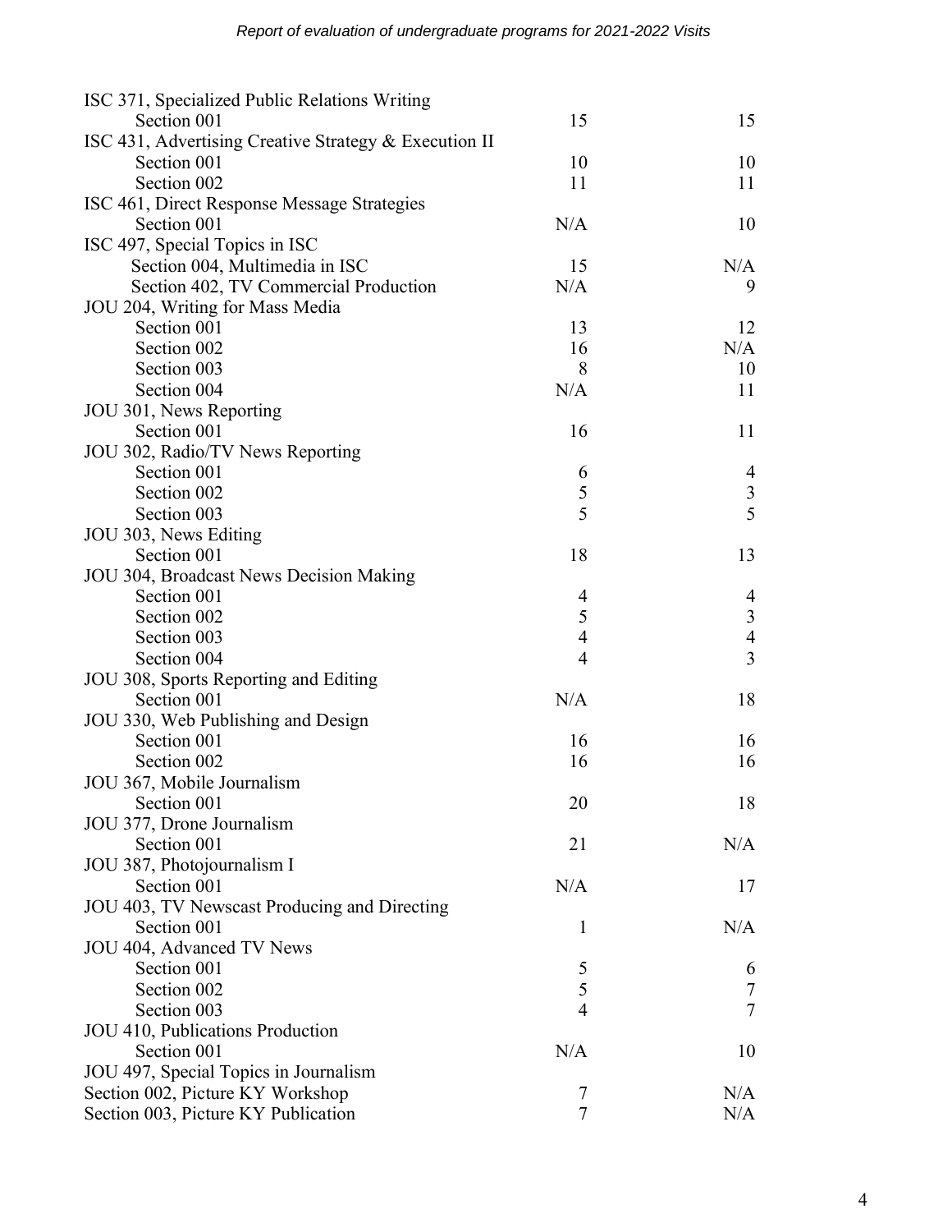| | | |
|---|---|---|
| ISC 371, Specialized Public Relations Writing | | |
| Section 001 | 15 | 15 |
| ISC 431, Advertising Creative Strategy & Execution II | | |
| Section 001 | 10 | 10 |
| Section 002 | 11 | 11 |
| ISC 461, Direct Response Message Strategies | | |
| Section 001 | N/A | 10 |
| ISC 497, Special Topics in ISC | | |
| Section 004, Multimedia in ISC | 15 | N/A |
| Section 402, TV Commercial Production | N/A | 9 |
| JOU 204, Writing for Mass Media | | |
| Section 001 | 13 | 12 |
| Section 002 | 16 | N/A |
| Section 003 | 8 | 10 |
| Section 004 | N/A | 11 |
| JOU 301, News Reporting | | |
| Section 001 | 16 | 11 |
| JOU 302, Radio/TV News Reporting | | |
| Section 001 | 6 | 4 |
| Section 002 | 5 | 3 |
| Section 003 | 5 | 5 |
| JOU 303, News Editing | | |
| Section 001 | 18 | 13 |
| JOU 304, Broadcast News Decision Making | | |
| Section 001 | 4 | 4 |
| Section 002 | 5 | 3 |
| Section 003 | 4 | 4 |
| Section 004 | 4 | 3 |
| JOU 308, Sports Reporting and Editing | | |
| Section 001 | N/A | 18 |
| JOU 330, Web Publishing and Design | | |
| Section 001 | 16 | 16 |
| Section 002 | 16 | 16 |
| JOU 367, Mobile Journalism | | |
| Section 001 | 20 | 18 |
| JOU 377, Drone Journalism | | |
| Section 001 | 21 | N/A |
| JOU 387, Photojournalism I | | |
| Section 001 | N/A | 17 |
| JOU 403, TV Newscast Producing and Directing | | |
| Section 001 | 1 | N/A |
| JOU 404, Advanced TV News | | |
| Section 001 | 5 | 6 |
| Section 002 | 5 | 7 |
| Section 003 | 4 | 7 |
| JOU 410, Publications Production | | |
| Section 001 | N/A | 10 |
| JOU 497, Special Topics in Journalism | | |
| Section 002, Picture KY Workshop | 7 | N/A |
| Section 003, Picture KY Publication | 7 | N/A |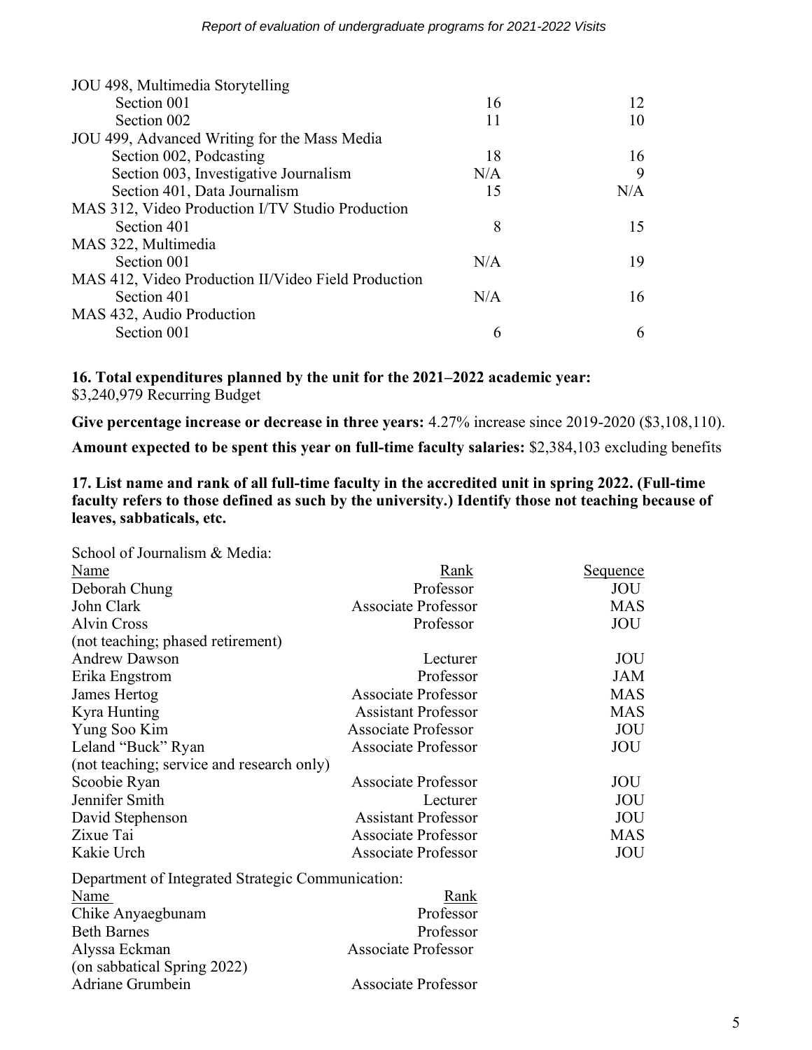| | | |
|---|---|---|
| JOU 498, Multimedia Storytelling | | |
| Section 001 | 16 | 12 |
| Section 002 | 11 | 10 |
| JOU 499, Advanced Writing for the Mass Media | | |
| Section 002, Podcasting | 18 | 16 |
| Section 003, Investigative Journalism | N/A | 9 |
| Section 401, Data Journalism | 15 | N/A |
| MAS 312, Video Production I/TV Studio Production | | |
| Section 401 | 8 | 15 |
| MAS 322, Multimedia | | |
| Section 001 | N/A | 19 |
| MAS 412, Video Production II/Video Field Production | | |
| Section 401 | N/A | 16 |
| MAS 432, Audio Production | | |
| Section 001 | 6 | 6 |

**16. Total expenditures planned by the unit for the 2021–2022 academic year:**
$3,240,979 Recurring Budget

**Give percentage increase or decrease in three years:** 4.27% increase since 2019-2020 ($3,108,110).

**Amount expected to be spent this year on full-time faculty salaries:** $2,384,103 excluding benefits

**17. List name and rank of all full-time faculty in the accredited unit in spring 2022. (Full-time faculty refers to those defined as such by the university.) Identify those not teaching because of leaves, sabbaticals, etc.**

School of Journalism & Media:

| Name | Rank | Sequence |
|---|---|---|
| Deborah Chung | Professor | JOU |
| John Clark | Associate Professor | MAS |
| Alvin Cross (not teaching; phased retirement) | Professor | JOU |
| Andrew Dawson | Lecturer | JOU |
| Erika Engstrom | Professor | JAM |
| James Hertog | Associate Professor | MAS |
| Kyra Hunting | Assistant Professor | MAS |
| Yung Soo Kim | Associate Professor | JOU |
| Leland "Buck" Ryan (not teaching; service and research only) | Associate Professor | JOU |
| Scoobie Ryan | Associate Professor | JOU |
| Jennifer Smith | Lecturer | JOU |
| David Stephenson | Assistant Professor | JOU |
| Zixue Tai | Associate Professor | MAS |
| Kakie Urch | Associate Professor | JOU |

Department of Integrated Strategic Communication:

| Name | Rank |
|---|---|
| Chike Anyaegbunam | Professor |
| Beth Barnes | Professor |
| Alyssa Eckman (on sabbatical Spring 2022) | Associate Professor |
| Adriane Grumbein | Associate Professor |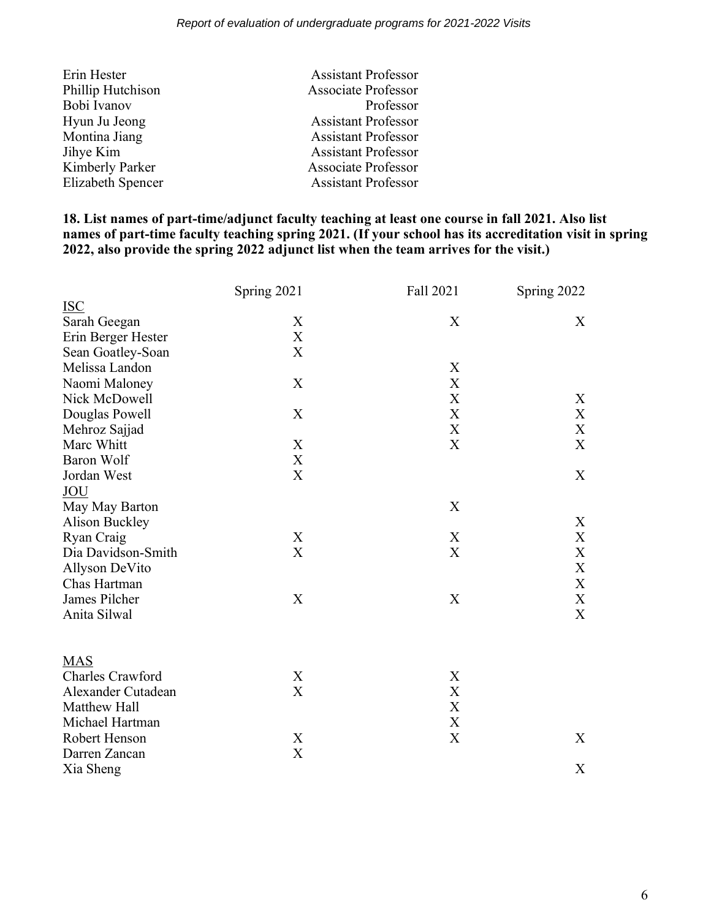| | |
|---|---|
| Erin Hester | Assistant Professor |
| Phillip Hutchison | Associate Professor |
| Bobi Ivanov | Professor |
| Hyun Ju Jeong | Assistant Professor |
| Montina Jiang | Assistant Professor |
| Jihye Kim | Assistant Professor |
| Kimberly Parker | Associate Professor |
| Elizabeth Spencer | Assistant Professor |

**18. List names of part-time/adjunct faculty teaching at least one course in fall 2021. Also list names of part-time faculty teaching spring 2021. (If your school has its accreditation visit in spring 2022, also provide the spring 2022 adjunct list when the team arrives for the visit.)**

| | Spring 2021 | Fall 2021 | Spring 2022 |
|---|---|---|---|
| ISC | | | |
| Sarah Geegan | X | X | X |
| Erin Berger Hester | X | | |
| Sean Goatley-Soan | X | | |
| Melissa Landon | | X | |
| Naomi Maloney | X | X | |
| Nick McDowell | | X | X |
| Douglas Powell | X | X | X |
| Mehroz Sajjad | | X | X |
| Marc Whitt | X | X | X |
| Baron Wolf | X | | |
| Jordan West | X | | X |
| JOU | | | |
| May May Barton | | X | |
| Alison Buckley | | | X |
| Ryan Craig | X | X | X |
| Dia Davidson-Smith | X | X | X |
| Allyson DeVito | | | X |
| Chas Hartman | | | X |
| James Pilcher | X | X | X |
| Anita Silwal | | | X |
| MAS | | | |
| Charles Crawford | X | X | |
| Alexander Cutadean | X | X | |
| Matthew Hall | | X | |
| Michael Hartman | | X | |
| Robert Henson | X | X | X |
| Darren Zancan | X | | |
| Xia Sheng | | | X |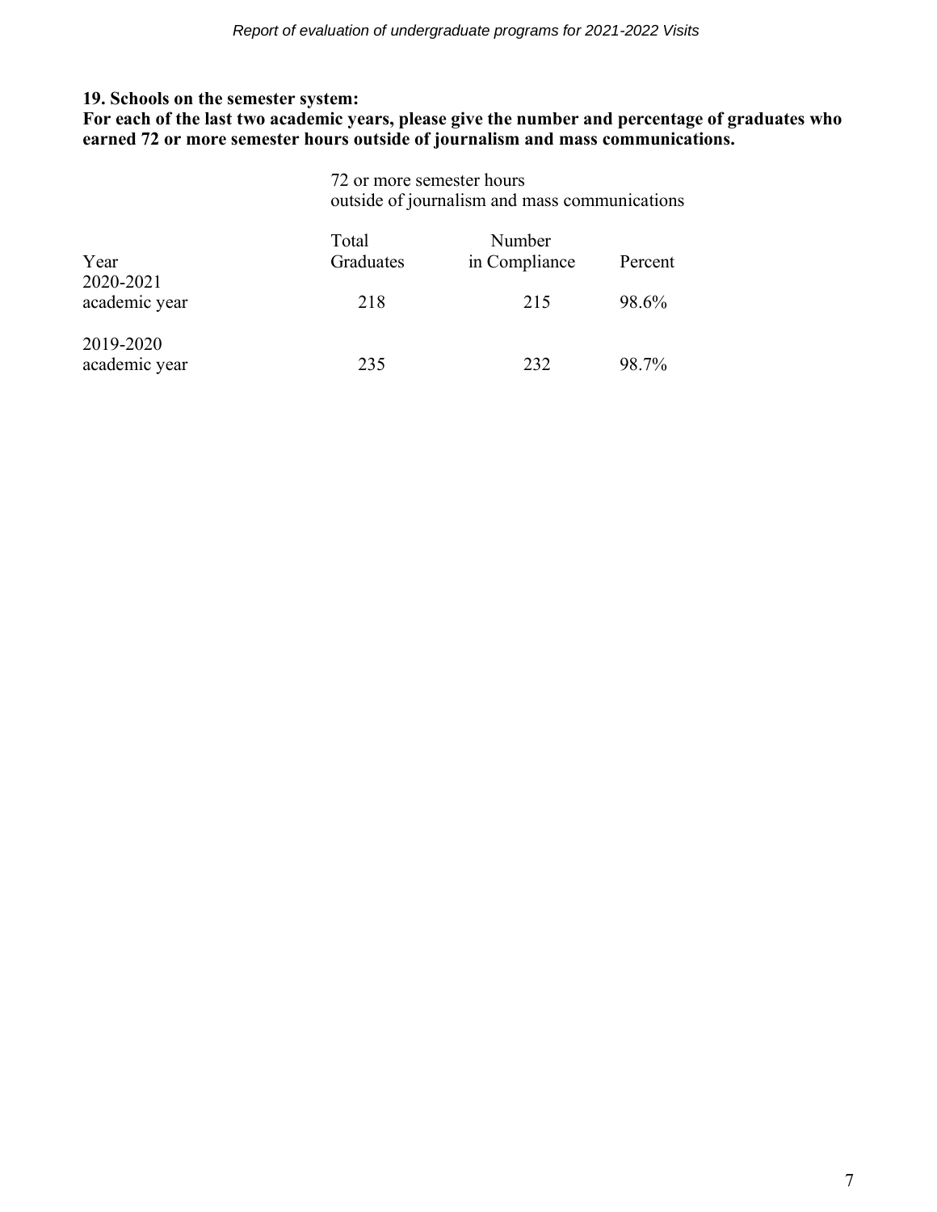**19. Schools on the semester system:**
**For each of the last two academic years, please give the number and percentage of graduates who earned 72 or more semester hours outside of journalism and mass communications.**

| | 72 or more semester hours outside of journalism and mass communications | | |
|---|---|---|---|
| Year | Total Graduates | Number in Compliance | Percent |
| 2020-2021 academic year | 218 | 215 | 98.6% |
| 2019-2020 academic year | 235 | 232 | 98.7% |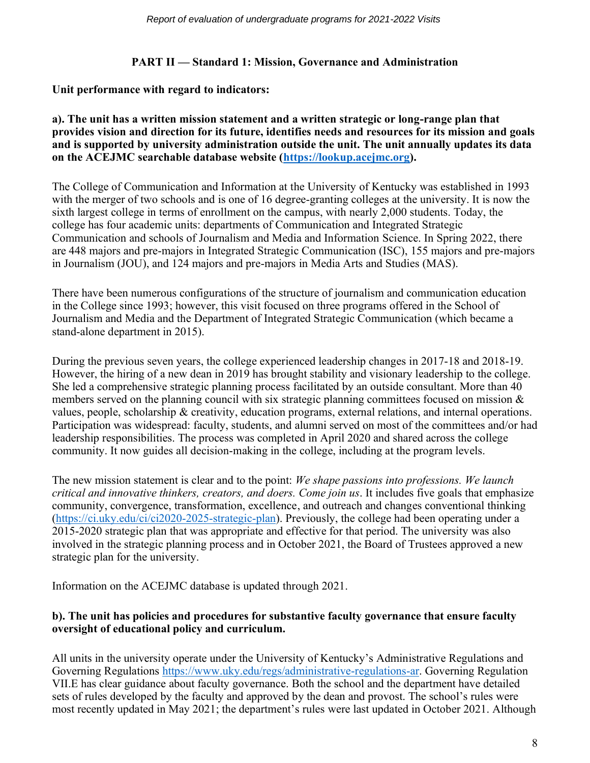## PART II — Standard 1: Mission, Governance and Administration

**Unit performance with regard to indicators:**

**a). The unit has a written mission statement and a written strategic or long-range plan that provides vision and direction for its future, identifies needs and resources for its mission and goals and is supported by university administration outside the unit. The unit annually updates its data on the ACEJMC searchable database website (https://lookup.acejmc.org).**

The College of Communication and Information at the University of Kentucky was established in 1993 with the merger of two schools and is one of 16 degree-granting colleges at the university. It is now the sixth largest college in terms of enrollment on the campus, with nearly 2,000 students. Today, the college has four academic units: departments of Communication and Integrated Strategic Communication and schools of Journalism and Media and Information Science. In Spring 2022, there are 448 majors and pre-majors in Integrated Strategic Communication (ISC), 155 majors and pre-majors in Journalism (JOU), and 124 majors and pre-majors in Media Arts and Studies (MAS).

There have been numerous configurations of the structure of journalism and communication education in the College since 1993; however, this visit focused on three programs offered in the School of Journalism and Media and the Department of Integrated Strategic Communication (which became a stand-alone department in 2015).

During the previous seven years, the college experienced leadership changes in 2017-18 and 2018-19. However, the hiring of a new dean in 2019 has brought stability and visionary leadership to the college. She led a comprehensive strategic planning process facilitated by an outside consultant. More than 40 members served on the planning council with six strategic planning committees focused on mission & values, people, scholarship & creativity, education programs, external relations, and internal operations. Participation was widespread: faculty, students, and alumni served on most of the committees and/or had leadership responsibilities. The process was completed in April 2020 and shared across the college community. It now guides all decision-making in the college, including at the program levels.

The new mission statement is clear and to the point: *We shape passions into professions. We launch critical and innovative thinkers, creators, and doers. Come join us*. It includes five goals that emphasize community, convergence, transformation, excellence, and outreach and changes conventional thinking (https://ci.uky.edu/ci/ci2020-2025-strategic-plan). Previously, the college had been operating under a 2015-2020 strategic plan that was appropriate and effective for that period. The university was also involved in the strategic planning process and in October 2021, the Board of Trustees approved a new strategic plan for the university.

Information on the ACEJMC database is updated through 2021.

**b). The unit has policies and procedures for substantive faculty governance that ensure faculty oversight of educational policy and curriculum.**

All units in the university operate under the University of Kentucky's Administrative Regulations and Governing Regulations https://www.uky.edu/regs/administrative-regulations-ar. Governing Regulation VII.E has clear guidance about faculty governance. Both the school and the department have detailed sets of rules developed by the faculty and approved by the dean and provost. The school's rules were most recently updated in May 2021; the department's rules were last updated in October 2021. Although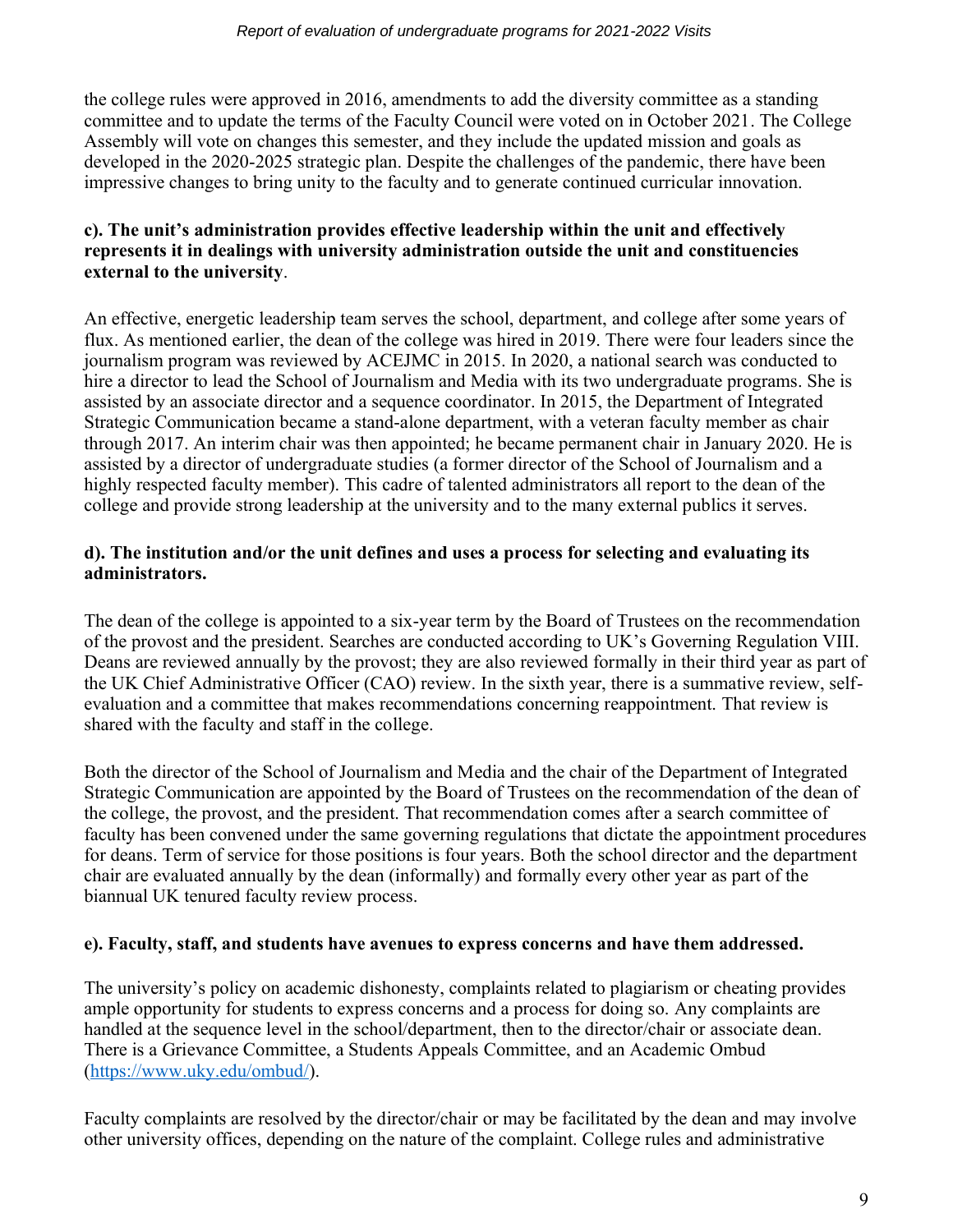the college rules were approved in 2016, amendments to add the diversity committee as a standing committee and to update the terms of the Faculty Council were voted on in October 2021. The College Assembly will vote on changes this semester, and they include the updated mission and goals as developed in the 2020-2025 strategic plan. Despite the challenges of the pandemic, there have been impressive changes to bring unity to the faculty and to generate continued curricular innovation.

**c). The unit's administration provides effective leadership within the unit and effectively represents it in dealings with university administration outside the unit and constituencies external to the university**.

An effective, energetic leadership team serves the school, department, and college after some years of flux. As mentioned earlier, the dean of the college was hired in 2019. There were four leaders since the journalism program was reviewed by ACEJMC in 2015. In 2020, a national search was conducted to hire a director to lead the School of Journalism and Media with its two undergraduate programs. She is assisted by an associate director and a sequence coordinator. In 2015, the Department of Integrated Strategic Communication became a stand-alone department, with a veteran faculty member as chair through 2017. An interim chair was then appointed; he became permanent chair in January 2020. He is assisted by a director of undergraduate studies (a former director of the School of Journalism and a highly respected faculty member). This cadre of talented administrators all report to the dean of the college and provide strong leadership at the university and to the many external publics it serves.

**d). The institution and/or the unit defines and uses a process for selecting and evaluating its administrators.**

The dean of the college is appointed to a six-year term by the Board of Trustees on the recommendation of the provost and the president. Searches are conducted according to UK's Governing Regulation VIII. Deans are reviewed annually by the provost; they are also reviewed formally in their third year as part of the UK Chief Administrative Officer (CAO) review. In the sixth year, there is a summative review, self-evaluation and a committee that makes recommendations concerning reappointment. That review is shared with the faculty and staff in the college.

Both the director of the School of Journalism and Media and the chair of the Department of Integrated Strategic Communication are appointed by the Board of Trustees on the recommendation of the dean of the college, the provost, and the president. That recommendation comes after a search committee of faculty has been convened under the same governing regulations that dictate the appointment procedures for deans. Term of service for those positions is four years. Both the school director and the department chair are evaluated annually by the dean (informally) and formally every other year as part of the biannual UK tenured faculty review process.

**e). Faculty, staff, and students have avenues to express concerns and have them addressed.**

The university's policy on academic dishonesty, complaints related to plagiarism or cheating provides ample opportunity for students to express concerns and a process for doing so. Any complaints are handled at the sequence level in the school/department, then to the director/chair or associate dean. There is a Grievance Committee, a Students Appeals Committee, and an Academic Ombud (https://www.uky.edu/ombud/).

Faculty complaints are resolved by the director/chair or may be facilitated by the dean and may involve other university offices, depending on the nature of the complaint. College rules and administrative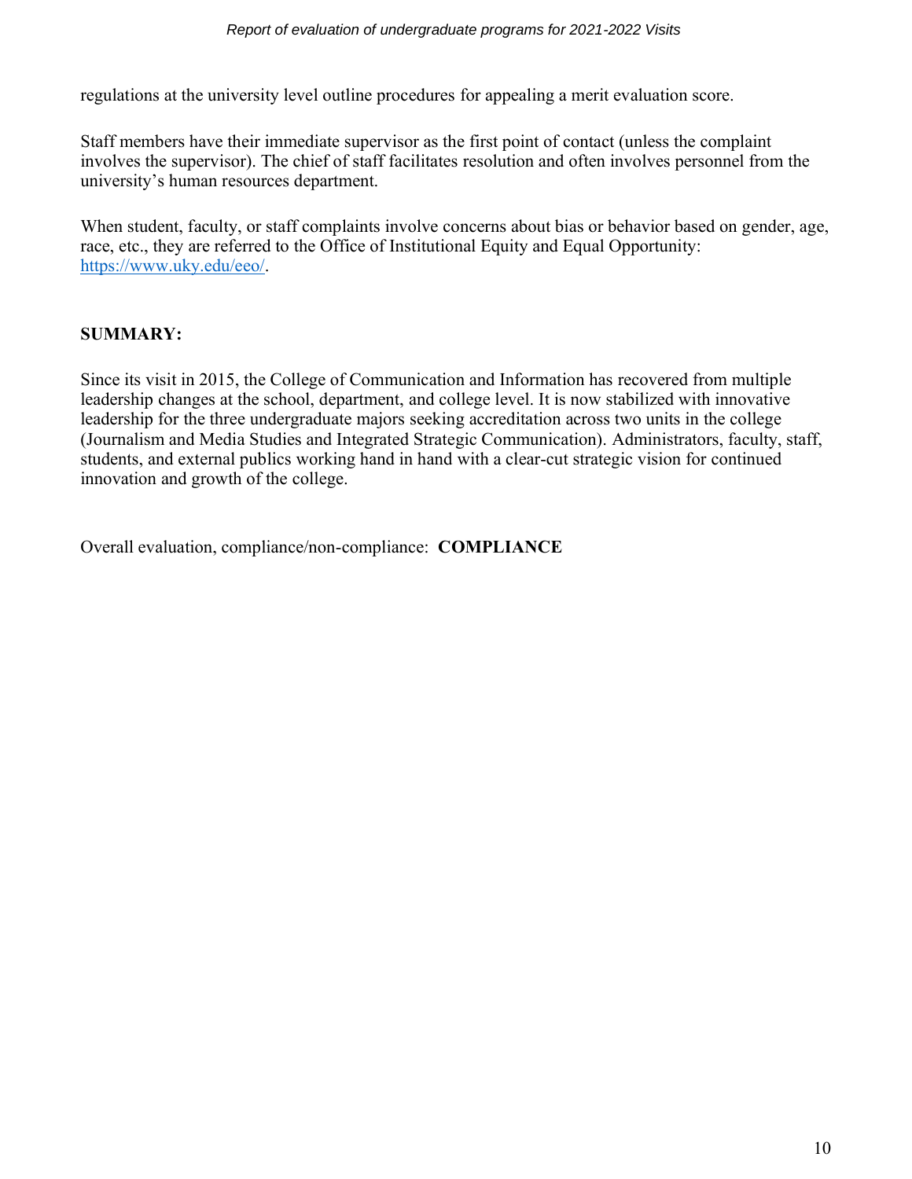regulations at the university level outline procedures for appealing a merit evaluation score.

Staff members have their immediate supervisor as the first point of contact (unless the complaint involves the supervisor). The chief of staff facilitates resolution and often involves personnel from the university's human resources department.

When student, faculty, or staff complaints involve concerns about bias or behavior based on gender, age, race, etc., they are referred to the Office of Institutional Equity and Equal Opportunity: https://www.uky.edu/eeo/.

**SUMMARY:**

Since its visit in 2015, the College of Communication and Information has recovered from multiple leadership changes at the school, department, and college level. It is now stabilized with innovative leadership for the three undergraduate majors seeking accreditation across two units in the college (Journalism and Media Studies and Integrated Strategic Communication). Administrators, faculty, staff, students, and external publics working hand in hand with a clear-cut strategic vision for continued innovation and growth of the college.

Overall evaluation, compliance/non-compliance: **COMPLIANCE**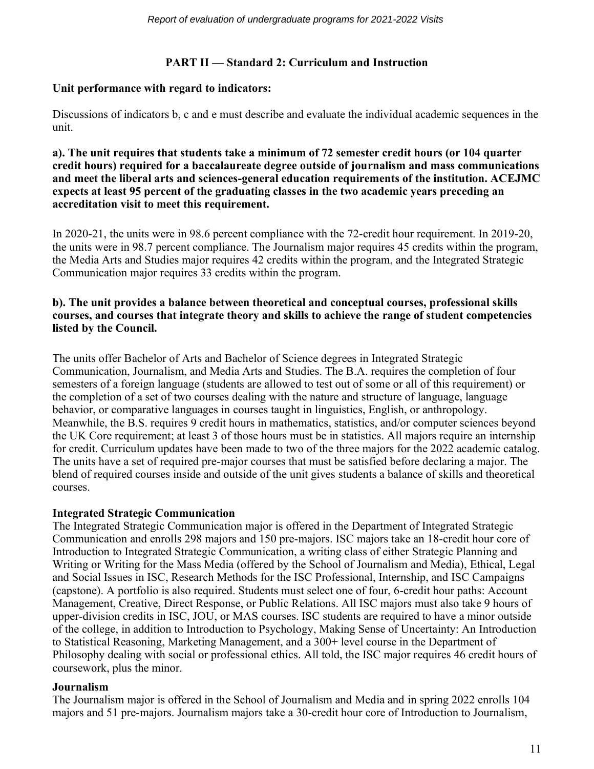## PART II — Standard 2: Curriculum and Instruction

**Unit performance with regard to indicators:**

Discussions of indicators b, c and e must describe and evaluate the individual academic sequences in the unit.

**a). The unit requires that students take a minimum of 72 semester credit hours (or 104 quarter credit hours) required for a baccalaureate degree outside of journalism and mass communications and meet the liberal arts and sciences-general education requirements of the institution. ACEJMC expects at least 95 percent of the graduating classes in the two academic years preceding an accreditation visit to meet this requirement.**

In 2020-21, the units were in 98.6 percent compliance with the 72-credit hour requirement. In 2019-20, the units were in 98.7 percent compliance. The Journalism major requires 45 credits within the program, the Media Arts and Studies major requires 42 credits within the program, and the Integrated Strategic Communication major requires 33 credits within the program.

**b). The unit provides a balance between theoretical and conceptual courses, professional skills courses, and courses that integrate theory and skills to achieve the range of student competencies listed by the Council.**

The units offer Bachelor of Arts and Bachelor of Science degrees in Integrated Strategic Communication, Journalism, and Media Arts and Studies. The B.A. requires the completion of four semesters of a foreign language (students are allowed to test out of some or all of this requirement) or the completion of a set of two courses dealing with the nature and structure of language, language behavior, or comparative languages in courses taught in linguistics, English, or anthropology. Meanwhile, the B.S. requires 9 credit hours in mathematics, statistics, and/or computer sciences beyond the UK Core requirement; at least 3 of those hours must be in statistics. All majors require an internship for credit. Curriculum updates have been made to two of the three majors for the 2022 academic catalog. The units have a set of required pre-major courses that must be satisfied before declaring a major. The blend of required courses inside and outside of the unit gives students a balance of skills and theoretical courses.

**Integrated Strategic Communication**

The Integrated Strategic Communication major is offered in the Department of Integrated Strategic Communication and enrolls 298 majors and 150 pre-majors. ISC majors take an 18-credit hour core of Introduction to Integrated Strategic Communication, a writing class of either Strategic Planning and Writing or Writing for the Mass Media (offered by the School of Journalism and Media), Ethical, Legal and Social Issues in ISC, Research Methods for the ISC Professional, Internship, and ISC Campaigns (capstone). A portfolio is also required. Students must select one of four, 6-credit hour paths: Account Management, Creative, Direct Response, or Public Relations. All ISC majors must also take 9 hours of upper-division credits in ISC, JOU, or MAS courses. ISC students are required to have a minor outside of the college, in addition to Introduction to Psychology, Making Sense of Uncertainty: An Introduction to Statistical Reasoning, Marketing Management, and a 300+ level course in the Department of Philosophy dealing with social or professional ethics. All told, the ISC major requires 46 credit hours of coursework, plus the minor.

**Journalism**

The Journalism major is offered in the School of Journalism and Media and in spring 2022 enrolls 104 majors and 51 pre-majors. Journalism majors take a 30-credit hour core of Introduction to Journalism,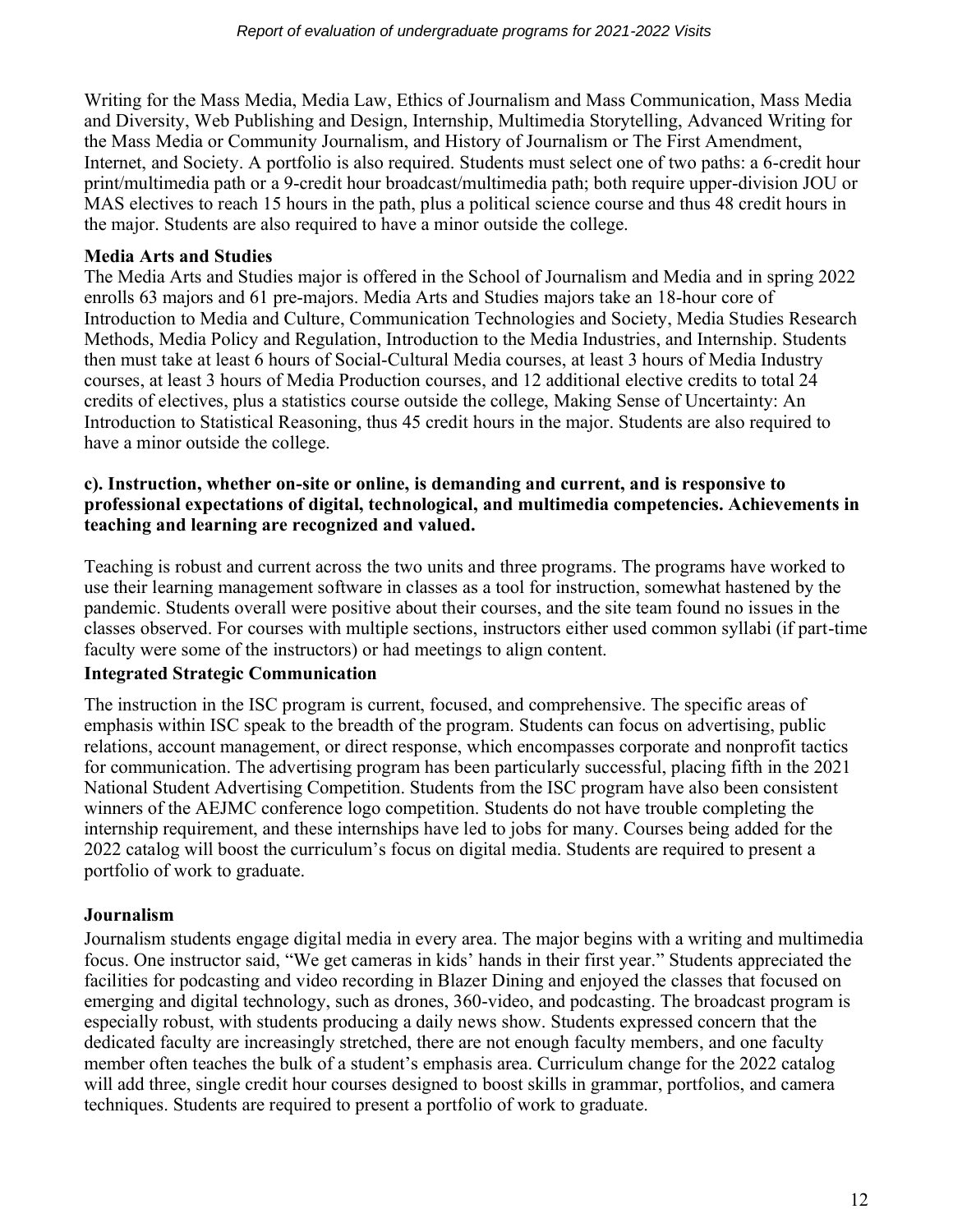Writing for the Mass Media, Media Law, Ethics of Journalism and Mass Communication, Mass Media and Diversity, Web Publishing and Design, Internship, Multimedia Storytelling, Advanced Writing for the Mass Media or Community Journalism, and History of Journalism or The First Amendment, Internet, and Society. A portfolio is also required. Students must select one of two paths: a 6-credit hour print/multimedia path or a 9-credit hour broadcast/multimedia path; both require upper-division JOU or MAS electives to reach 15 hours in the path, plus a political science course and thus 48 credit hours in the major. Students are also required to have a minor outside the college.

**Media Arts and Studies**

The Media Arts and Studies major is offered in the School of Journalism and Media and in spring 2022 enrolls 63 majors and 61 pre-majors. Media Arts and Studies majors take an 18-hour core of Introduction to Media and Culture, Communication Technologies and Society, Media Studies Research Methods, Media Policy and Regulation, Introduction to the Media Industries, and Internship. Students then must take at least 6 hours of Social-Cultural Media courses, at least 3 hours of Media Industry courses, at least 3 hours of Media Production courses, and 12 additional elective credits to total 24 credits of electives, plus a statistics course outside the college, Making Sense of Uncertainty: An Introduction to Statistical Reasoning, thus 45 credit hours in the major. Students are also required to have a minor outside the college.

**c). Instruction, whether on-site or online, is demanding and current, and is responsive to professional expectations of digital, technological, and multimedia competencies. Achievements in teaching and learning are recognized and valued.**

Teaching is robust and current across the two units and three programs. The programs have worked to use their learning management software in classes as a tool for instruction, somewhat hastened by the pandemic. Students overall were positive about their courses, and the site team found no issues in the classes observed. For courses with multiple sections, instructors either used common syllabi (if part-time faculty were some of the instructors) or had meetings to align content.

**Integrated Strategic Communication**

The instruction in the ISC program is current, focused, and comprehensive. The specific areas of emphasis within ISC speak to the breadth of the program. Students can focus on advertising, public relations, account management, or direct response, which encompasses corporate and nonprofit tactics for communication. The advertising program has been particularly successful, placing fifth in the 2021 National Student Advertising Competition. Students from the ISC program have also been consistent winners of the AEJMC conference logo competition. Students do not have trouble completing the internship requirement, and these internships have led to jobs for many. Courses being added for the 2022 catalog will boost the curriculum's focus on digital media. Students are required to present a portfolio of work to graduate.

**Journalism**

Journalism students engage digital media in every area. The major begins with a writing and multimedia focus. One instructor said, "We get cameras in kids' hands in their first year." Students appreciated the facilities for podcasting and video recording in Blazer Dining and enjoyed the classes that focused on emerging and digital technology, such as drones, 360-video, and podcasting. The broadcast program is especially robust, with students producing a daily news show. Students expressed concern that the dedicated faculty are increasingly stretched, there are not enough faculty members, and one faculty member often teaches the bulk of a student's emphasis area. Curriculum change for the 2022 catalog will add three, single credit hour courses designed to boost skills in grammar, portfolios, and camera techniques. Students are required to present a portfolio of work to graduate.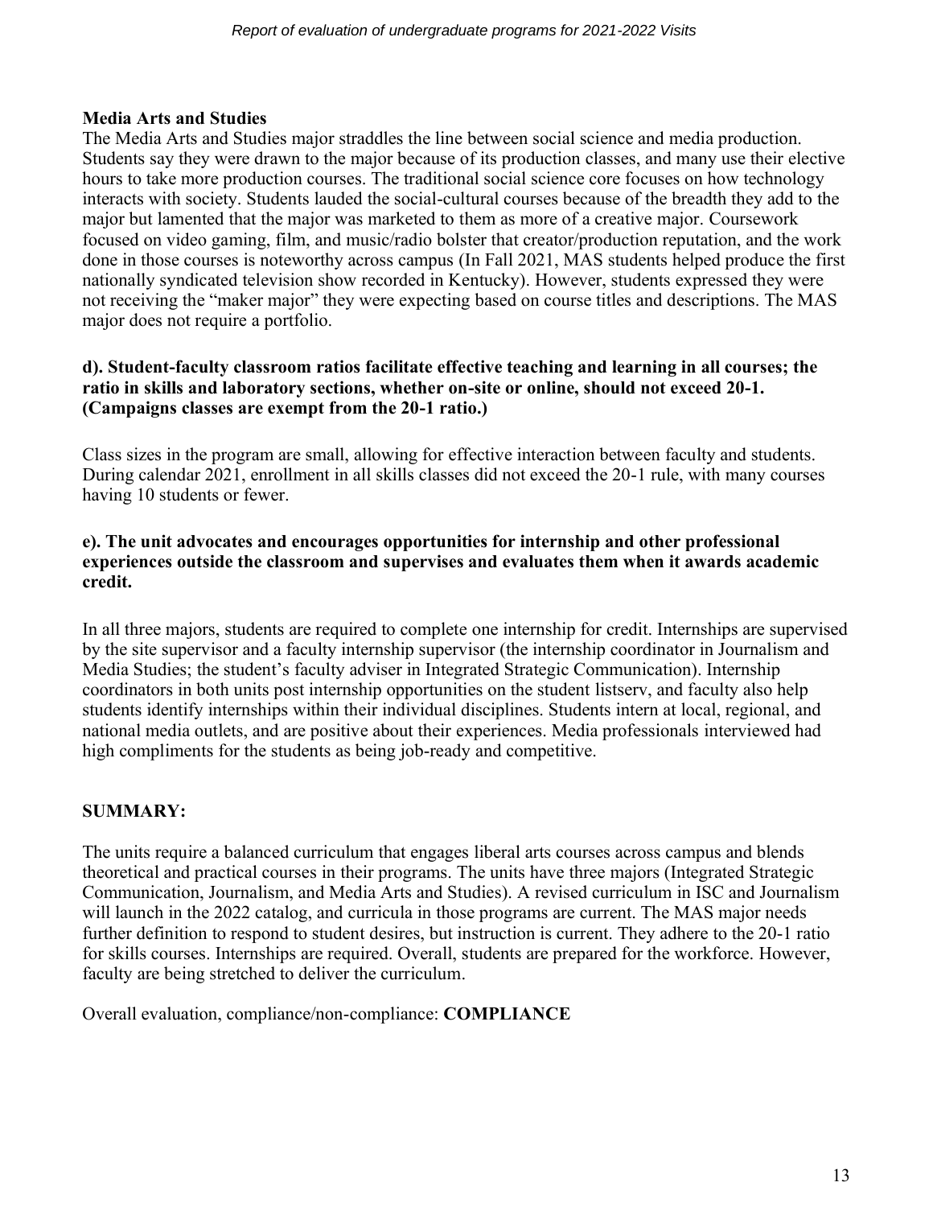**Media Arts and Studies**

The Media Arts and Studies major straddles the line between social science and media production. Students say they were drawn to the major because of its production classes, and many use their elective hours to take more production courses. The traditional social science core focuses on how technology interacts with society. Students lauded the social-cultural courses because of the breadth they add to the major but lamented that the major was marketed to them as more of a creative major. Coursework focused on video gaming, film, and music/radio bolster that creator/production reputation, and the work done in those courses is noteworthy across campus (In Fall 2021, MAS students helped produce the first nationally syndicated television show recorded in Kentucky). However, students expressed they were not receiving the "maker major" they were expecting based on course titles and descriptions. The MAS major does not require a portfolio.

**d). Student-faculty classroom ratios facilitate effective teaching and learning in all courses; the ratio in skills and laboratory sections, whether on-site or online, should not exceed 20-1. (Campaigns classes are exempt from the 20-1 ratio.)**

Class sizes in the program are small, allowing for effective interaction between faculty and students. During calendar 2021, enrollment in all skills classes did not exceed the 20-1 rule, with many courses having 10 students or fewer.

**e). The unit advocates and encourages opportunities for internship and other professional experiences outside the classroom and supervises and evaluates them when it awards academic credit.**

In all three majors, students are required to complete one internship for credit. Internships are supervised by the site supervisor and a faculty internship supervisor (the internship coordinator in Journalism and Media Studies; the student's faculty adviser in Integrated Strategic Communication). Internship coordinators in both units post internship opportunities on the student listserv, and faculty also help students identify internships within their individual disciplines. Students intern at local, regional, and national media outlets, and are positive about their experiences. Media professionals interviewed had high compliments for the students as being job-ready and competitive.

## SUMMARY:

The units require a balanced curriculum that engages liberal arts courses across campus and blends theoretical and practical courses in their programs. The units have three majors (Integrated Strategic Communication, Journalism, and Media Arts and Studies). A revised curriculum in ISC and Journalism will launch in the 2022 catalog, and curricula in those programs are current. The MAS major needs further definition to respond to student desires, but instruction is current. They adhere to the 20-1 ratio for skills courses. Internships are required. Overall, students are prepared for the workforce. However, faculty are being stretched to deliver the curriculum.

Overall evaluation, compliance/non-compliance: **COMPLIANCE**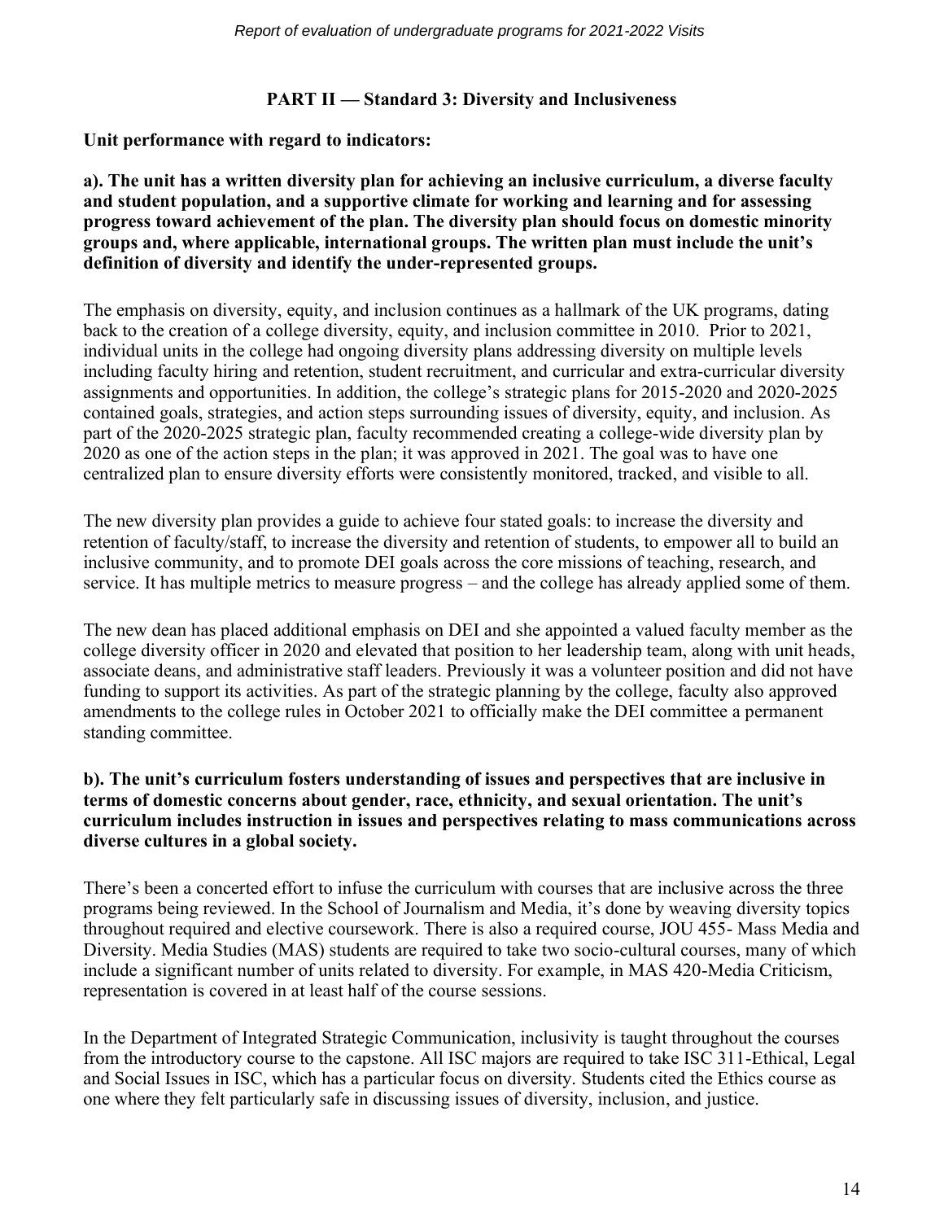## PART II — Standard 3: Diversity and Inclusiveness

**Unit performance with regard to indicators:**

**a). The unit has a written diversity plan for achieving an inclusive curriculum, a diverse faculty and student population, and a supportive climate for working and learning and for assessing progress toward achievement of the plan. The diversity plan should focus on domestic minority groups and, where applicable, international groups. The written plan must include the unit's definition of diversity and identify the under-represented groups.**

The emphasis on diversity, equity, and inclusion continues as a hallmark of the UK programs, dating back to the creation of a college diversity, equity, and inclusion committee in 2010. Prior to 2021, individual units in the college had ongoing diversity plans addressing diversity on multiple levels including faculty hiring and retention, student recruitment, and curricular and extra-curricular diversity assignments and opportunities. In addition, the college's strategic plans for 2015-2020 and 2020-2025 contained goals, strategies, and action steps surrounding issues of diversity, equity, and inclusion. As part of the 2020-2025 strategic plan, faculty recommended creating a college-wide diversity plan by 2020 as one of the action steps in the plan; it was approved in 2021. The goal was to have one centralized plan to ensure diversity efforts were consistently monitored, tracked, and visible to all.

The new diversity plan provides a guide to achieve four stated goals: to increase the diversity and retention of faculty/staff, to increase the diversity and retention of students, to empower all to build an inclusive community, and to promote DEI goals across the core missions of teaching, research, and service. It has multiple metrics to measure progress – and the college has already applied some of them.

The new dean has placed additional emphasis on DEI and she appointed a valued faculty member as the college diversity officer in 2020 and elevated that position to her leadership team, along with unit heads, associate deans, and administrative staff leaders. Previously it was a volunteer position and did not have funding to support its activities. As part of the strategic planning by the college, faculty also approved amendments to the college rules in October 2021 to officially make the DEI committee a permanent standing committee.

**b). The unit's curriculum fosters understanding of issues and perspectives that are inclusive in terms of domestic concerns about gender, race, ethnicity, and sexual orientation. The unit's curriculum includes instruction in issues and perspectives relating to mass communications across diverse cultures in a global society.**

There's been a concerted effort to infuse the curriculum with courses that are inclusive across the three programs being reviewed. In the School of Journalism and Media, it's done by weaving diversity topics throughout required and elective coursework. There is also a required course, JOU 455- Mass Media and Diversity. Media Studies (MAS) students are required to take two socio-cultural courses, many of which include a significant number of units related to diversity. For example, in MAS 420-Media Criticism, representation is covered in at least half of the course sessions.

In the Department of Integrated Strategic Communication, inclusivity is taught throughout the courses from the introductory course to the capstone. All ISC majors are required to take ISC 311-Ethical, Legal and Social Issues in ISC, which has a particular focus on diversity. Students cited the Ethics course as one where they felt particularly safe in discussing issues of diversity, inclusion, and justice.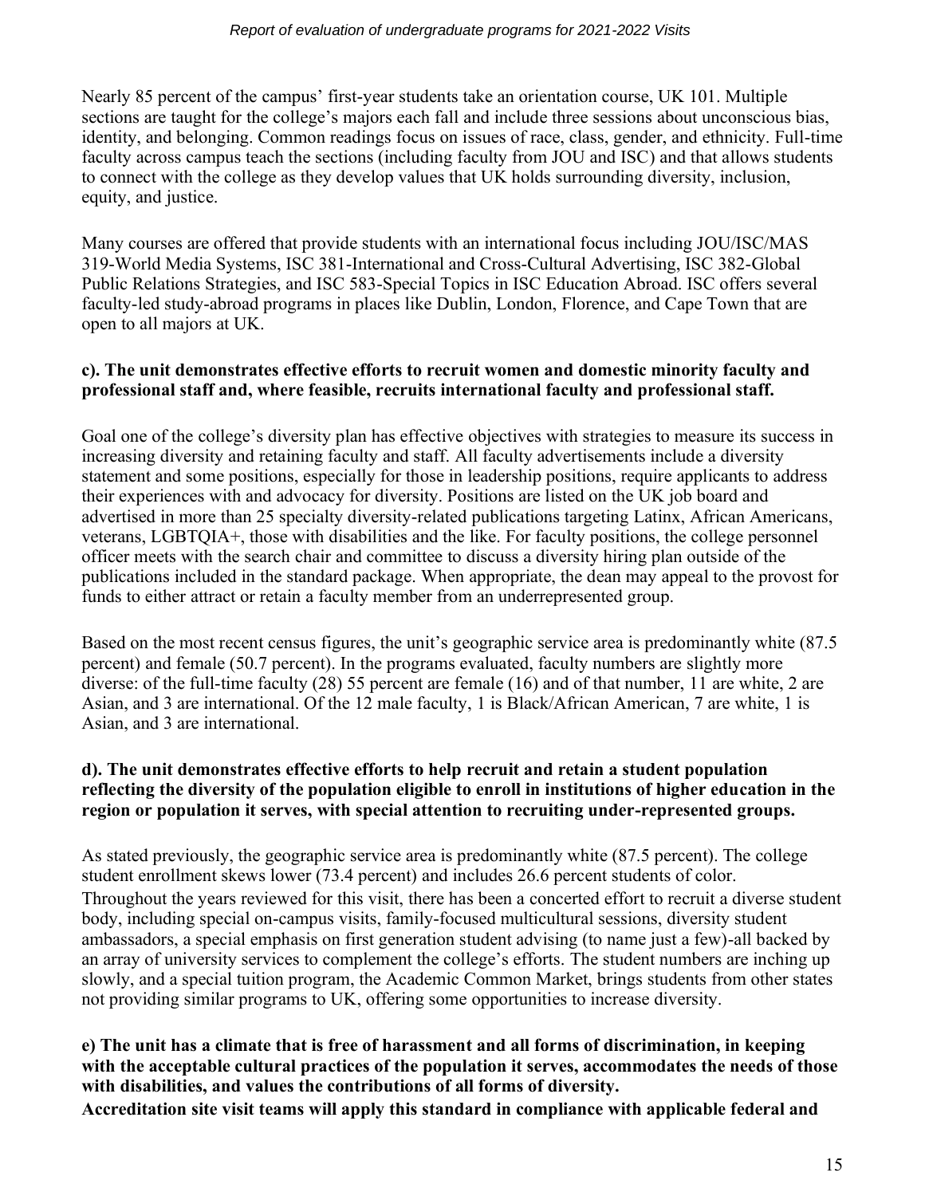Nearly 85 percent of the campus' first-year students take an orientation course, UK 101. Multiple sections are taught for the college's majors each fall and include three sessions about unconscious bias, identity, and belonging. Common readings focus on issues of race, class, gender, and ethnicity. Full-time faculty across campus teach the sections (including faculty from JOU and ISC) and that allows students to connect with the college as they develop values that UK holds surrounding diversity, inclusion, equity, and justice.

Many courses are offered that provide students with an international focus including JOU/ISC/MAS 319-World Media Systems, ISC 381-International and Cross-Cultural Advertising, ISC 382-Global Public Relations Strategies, and ISC 583-Special Topics in ISC Education Abroad. ISC offers several faculty-led study-abroad programs in places like Dublin, London, Florence, and Cape Town that are open to all majors at UK.

**c). The unit demonstrates effective efforts to recruit women and domestic minority faculty and professional staff and, where feasible, recruits international faculty and professional staff.**

Goal one of the college's diversity plan has effective objectives with strategies to measure its success in increasing diversity and retaining faculty and staff. All faculty advertisements include a diversity statement and some positions, especially for those in leadership positions, require applicants to address their experiences with and advocacy for diversity. Positions are listed on the UK job board and advertised in more than 25 specialty diversity-related publications targeting Latinx, African Americans, veterans, LGBTQIA+, those with disabilities and the like. For faculty positions, the college personnel officer meets with the search chair and committee to discuss a diversity hiring plan outside of the publications included in the standard package. When appropriate, the dean may appeal to the provost for funds to either attract or retain a faculty member from an underrepresented group.

Based on the most recent census figures, the unit's geographic service area is predominantly white (87.5 percent) and female (50.7 percent). In the programs evaluated, faculty numbers are slightly more diverse: of the full-time faculty (28) 55 percent are female (16) and of that number, 11 are white, 2 are Asian, and 3 are international. Of the 12 male faculty, 1 is Black/African American, 7 are white, 1 is Asian, and 3 are international.

**d). The unit demonstrates effective efforts to help recruit and retain a student population reflecting the diversity of the population eligible to enroll in institutions of higher education in the region or population it serves, with special attention to recruiting under-represented groups.**

As stated previously, the geographic service area is predominantly white (87.5 percent). The college student enrollment skews lower (73.4 percent) and includes 26.6 percent students of color. Throughout the years reviewed for this visit, there has been a concerted effort to recruit a diverse student body, including special on-campus visits, family-focused multicultural sessions, diversity student ambassadors, a special emphasis on first generation student advising (to name just a few)-all backed by an array of university services to complement the college's efforts. The student numbers are inching up slowly, and a special tuition program, the Academic Common Market, brings students from other states not providing similar programs to UK, offering some opportunities to increase diversity.

**e) The unit has a climate that is free of harassment and all forms of discrimination, in keeping with the acceptable cultural practices of the population it serves, accommodates the needs of those with disabilities, and values the contributions of all forms of diversity.**
**Accreditation site visit teams will apply this standard in compliance with applicable federal and**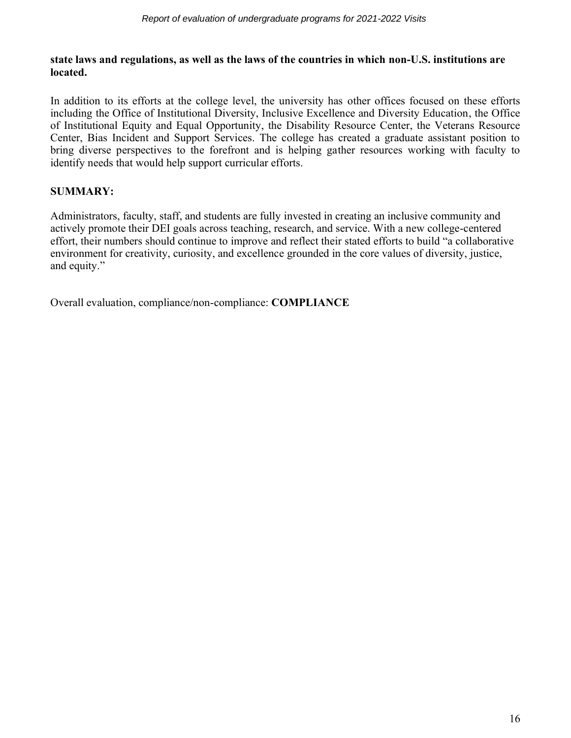**state laws and regulations, as well as the laws of the countries in which non-U.S. institutions are located.**

In addition to its efforts at the college level, the university has other offices focused on these efforts including the Office of Institutional Diversity, Inclusive Excellence and Diversity Education, the Office of Institutional Equity and Equal Opportunity, the Disability Resource Center, the Veterans Resource Center, Bias Incident and Support Services. The college has created a graduate assistant position to bring diverse perspectives to the forefront and is helping gather resources working with faculty to identify needs that would help support curricular efforts.

**SUMMARY:**

Administrators, faculty, staff, and students are fully invested in creating an inclusive community and actively promote their DEI goals across teaching, research, and service. With a new college-centered effort, their numbers should continue to improve and reflect their stated efforts to build "a collaborative environment for creativity, curiosity, and excellence grounded in the core values of diversity, justice, and equity."

Overall evaluation, compliance/non-compliance: **COMPLIANCE**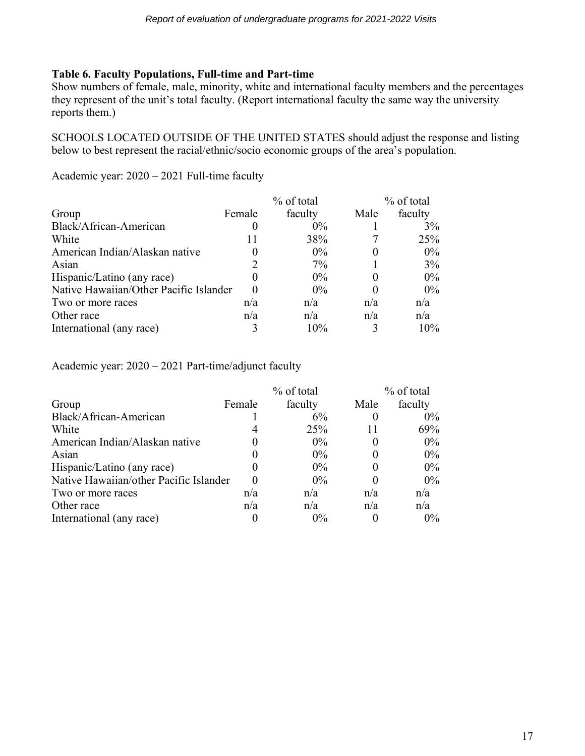**Table 6. Faculty Populations, Full-time and Part-time**

Show numbers of female, male, minority, white and international faculty members and the percentages they represent of the unit's total faculty. (Report international faculty the same way the university reports them.)

SCHOOLS LOCATED OUTSIDE OF THE UNITED STATES should adjust the response and listing below to best represent the racial/ethnic/socio economic groups of the area's population.

Academic year: 2020 – 2021 Full-time faculty

| Group | Female | % of total faculty | Male | % of total faculty |
|---|---|---|---|---|
| Black/African-American | 0 | 0% | 1 | 3% |
| White | 11 | 38% | 7 | 25% |
| American Indian/Alaskan native | 0 | 0% | 0 | 0% |
| Asian | 2 | 7% | 1 | 3% |
| Hispanic/Latino (any race) | 0 | 0% | 0 | 0% |
| Native Hawaiian/Other Pacific Islander | 0 | 0% | 0 | 0% |
| Two or more races | n/a | n/a | n/a | n/a |
| Other race | n/a | n/a | n/a | n/a |
| International (any race) | 3 | 10% | 3 | 10% |

Academic year: 2020 – 2021 Part-time/adjunct faculty

| Group | Female | % of total faculty | Male | % of total faculty |
|---|---|---|---|---|
| Black/African-American | 1 | 6% | 0 | 0% |
| White | 4 | 25% | 11 | 69% |
| American Indian/Alaskan native | 0 | 0% | 0 | 0% |
| Asian | 0 | 0% | 0 | 0% |
| Hispanic/Latino (any race) | 0 | 0% | 0 | 0% |
| Native Hawaiian/other Pacific Islander | 0 | 0% | 0 | 0% |
| Two or more races | n/a | n/a | n/a | n/a |
| Other race | n/a | n/a | n/a | n/a |
| International (any race) | 0 | 0% | 0 | 0% |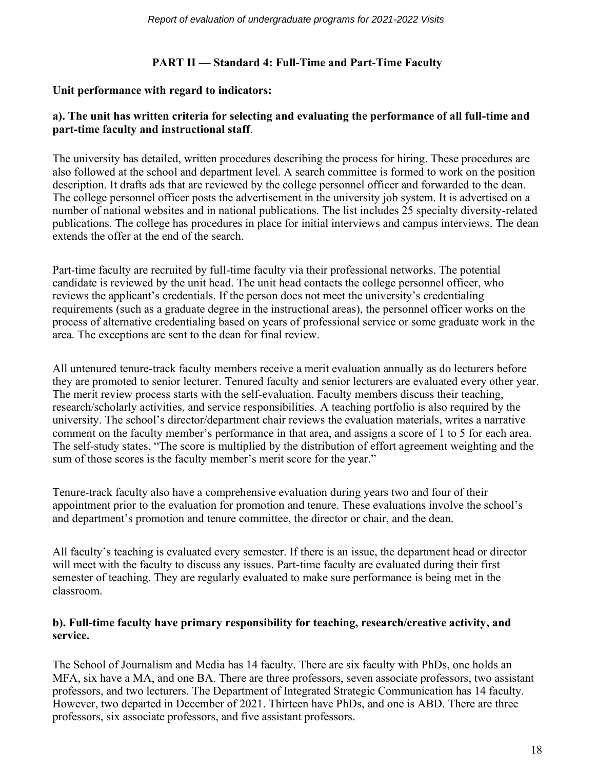## PART II — Standard 4: Full-Time and Part-Time Faculty

**Unit performance with regard to indicators:**

**a). The unit has written criteria for selecting and evaluating the performance of all full-time and part-time faculty and instructional staff**.

The university has detailed, written procedures describing the process for hiring. These procedures are also followed at the school and department level. A search committee is formed to work on the position description. It drafts ads that are reviewed by the college personnel officer and forwarded to the dean. The college personnel officer posts the advertisement in the university job system. It is advertised on a number of national websites and in national publications. The list includes 25 specialty diversity-related publications. The college has procedures in place for initial interviews and campus interviews. The dean extends the offer at the end of the search.

Part-time faculty are recruited by full-time faculty via their professional networks. The potential candidate is reviewed by the unit head. The unit head contacts the college personnel officer, who reviews the applicant's credentials. If the person does not meet the university's credentialing requirements (such as a graduate degree in the instructional areas), the personnel officer works on the process of alternative credentialing based on years of professional service or some graduate work in the area. The exceptions are sent to the dean for final review.

All untenured tenure-track faculty members receive a merit evaluation annually as do lecturers before they are promoted to senior lecturer. Tenured faculty and senior lecturers are evaluated every other year. The merit review process starts with the self-evaluation. Faculty members discuss their teaching, research/scholarly activities, and service responsibilities. A teaching portfolio is also required by the university. The school's director/department chair reviews the evaluation materials, writes a narrative comment on the faculty member's performance in that area, and assigns a score of 1 to 5 for each area. The self-study states, "The score is multiplied by the distribution of effort agreement weighting and the sum of those scores is the faculty member's merit score for the year."

Tenure-track faculty also have a comprehensive evaluation during years two and four of their appointment prior to the evaluation for promotion and tenure. These evaluations involve the school's and department's promotion and tenure committee, the director or chair, and the dean.

All faculty's teaching is evaluated every semester. If there is an issue, the department head or director will meet with the faculty to discuss any issues. Part-time faculty are evaluated during their first semester of teaching. They are regularly evaluated to make sure performance is being met in the classroom.

**b). Full-time faculty have primary responsibility for teaching, research/creative activity, and service.**

The School of Journalism and Media has 14 faculty. There are six faculty with PhDs, one holds an MFA, six have a MA, and one BA. There are three professors, seven associate professors, two assistant professors, and two lecturers. The Department of Integrated Strategic Communication has 14 faculty. However, two departed in December of 2021. Thirteen have PhDs, and one is ABD. There are three professors, six associate professors, and five assistant professors.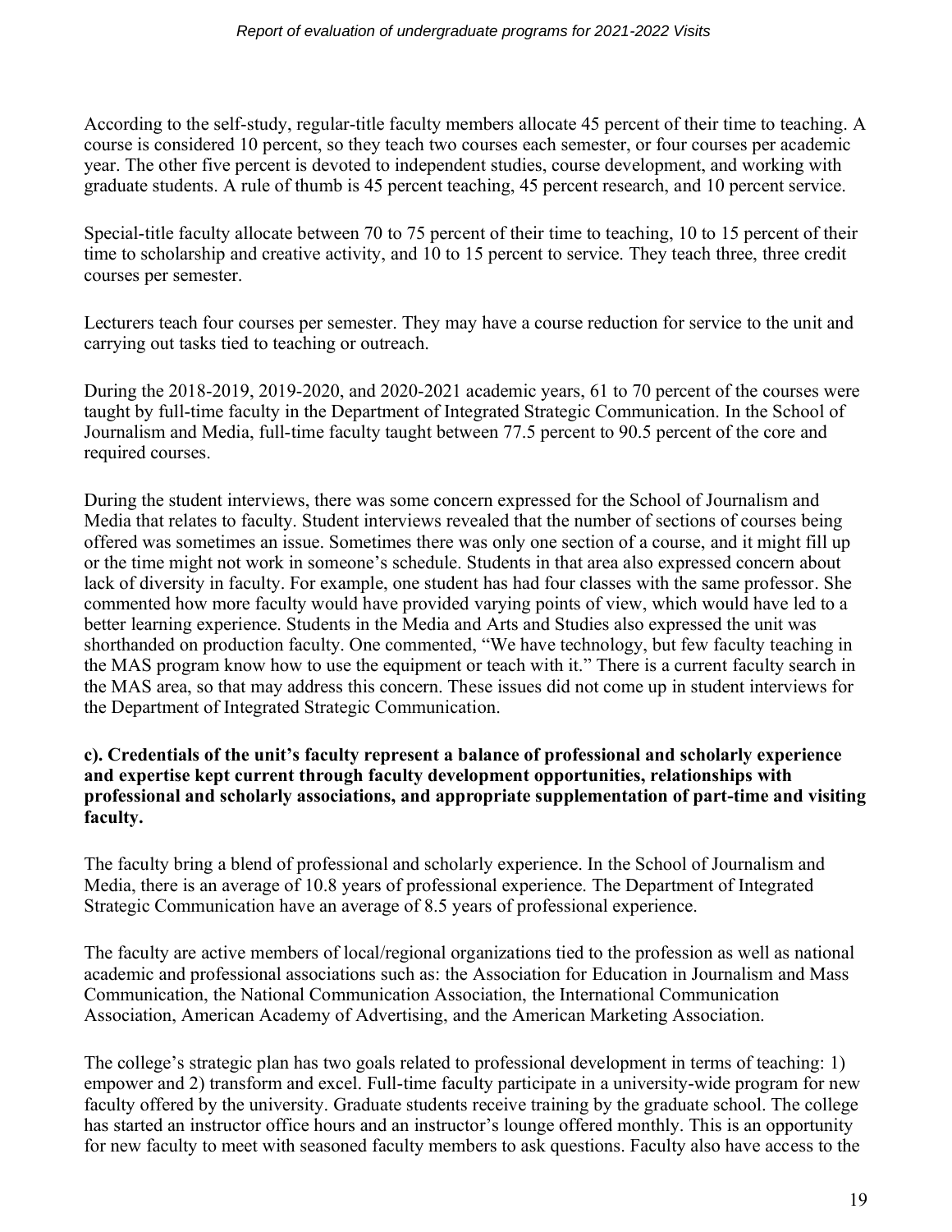According to the self-study, regular-title faculty members allocate 45 percent of their time to teaching. A course is considered 10 percent, so they teach two courses each semester, or four courses per academic year. The other five percent is devoted to independent studies, course development, and working with graduate students. A rule of thumb is 45 percent teaching, 45 percent research, and 10 percent service.

Special-title faculty allocate between 70 to 75 percent of their time to teaching, 10 to 15 percent of their time to scholarship and creative activity, and 10 to 15 percent to service. They teach three, three credit courses per semester.

Lecturers teach four courses per semester. They may have a course reduction for service to the unit and carrying out tasks tied to teaching or outreach.

During the 2018-2019, 2019-2020, and 2020-2021 academic years, 61 to 70 percent of the courses were taught by full-time faculty in the Department of Integrated Strategic Communication. In the School of Journalism and Media, full-time faculty taught between 77.5 percent to 90.5 percent of the core and required courses.

During the student interviews, there was some concern expressed for the School of Journalism and Media that relates to faculty. Student interviews revealed that the number of sections of courses being offered was sometimes an issue. Sometimes there was only one section of a course, and it might fill up or the time might not work in someone's schedule. Students in that area also expressed concern about lack of diversity in faculty. For example, one student has had four classes with the same professor. She commented how more faculty would have provided varying points of view, which would have led to a better learning experience. Students in the Media and Arts and Studies also expressed the unit was shorthanded on production faculty. One commented, "We have technology, but few faculty teaching in the MAS program know how to use the equipment or teach with it." There is a current faculty search in the MAS area, so that may address this concern. These issues did not come up in student interviews for the Department of Integrated Strategic Communication.

**c). Credentials of the unit's faculty represent a balance of professional and scholarly experience and expertise kept current through faculty development opportunities, relationships with professional and scholarly associations, and appropriate supplementation of part-time and visiting faculty.**

The faculty bring a blend of professional and scholarly experience. In the School of Journalism and Media, there is an average of 10.8 years of professional experience. The Department of Integrated Strategic Communication have an average of 8.5 years of professional experience.

The faculty are active members of local/regional organizations tied to the profession as well as national academic and professional associations such as: the Association for Education in Journalism and Mass Communication, the National Communication Association, the International Communication Association, American Academy of Advertising, and the American Marketing Association.

The college's strategic plan has two goals related to professional development in terms of teaching: 1) empower and 2) transform and excel. Full-time faculty participate in a university-wide program for new faculty offered by the university. Graduate students receive training by the graduate school. The college has started an instructor office hours and an instructor's lounge offered monthly. This is an opportunity for new faculty to meet with seasoned faculty members to ask questions. Faculty also have access to the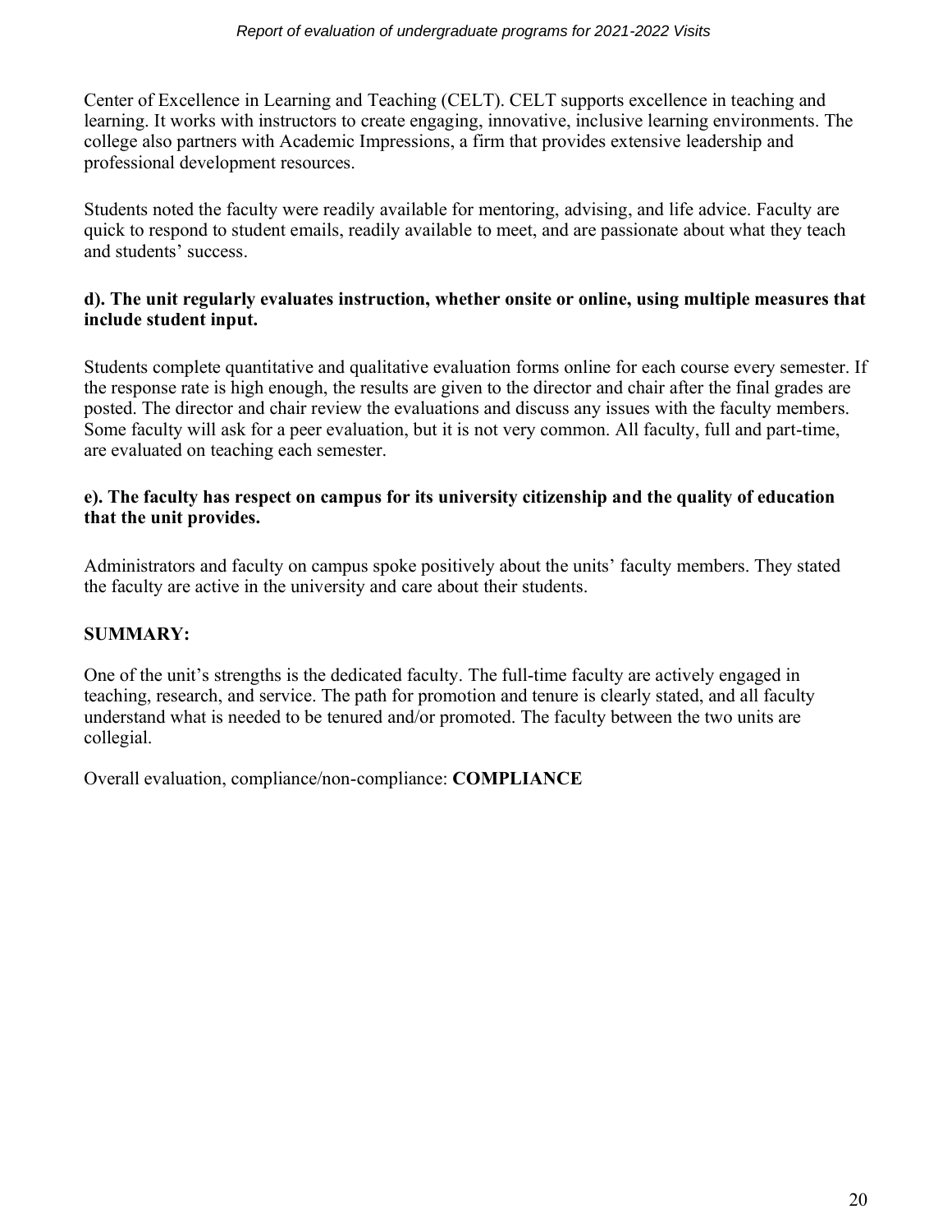Center of Excellence in Learning and Teaching (CELT). CELT supports excellence in teaching and learning. It works with instructors to create engaging, innovative, inclusive learning environments. The college also partners with Academic Impressions, a firm that provides extensive leadership and professional development resources.

Students noted the faculty were readily available for mentoring, advising, and life advice. Faculty are quick to respond to student emails, readily available to meet, and are passionate about what they teach and students' success.

**d). The unit regularly evaluates instruction, whether onsite or online, using multiple measures that include student input.**

Students complete quantitative and qualitative evaluation forms online for each course every semester. If the response rate is high enough, the results are given to the director and chair after the final grades are posted. The director and chair review the evaluations and discuss any issues with the faculty members. Some faculty will ask for a peer evaluation, but it is not very common. All faculty, full and part-time, are evaluated on teaching each semester.

**e). The faculty has respect on campus for its university citizenship and the quality of education that the unit provides.**

Administrators and faculty on campus spoke positively about the units' faculty members. They stated the faculty are active in the university and care about their students.

**SUMMARY:**

One of the unit's strengths is the dedicated faculty. The full-time faculty are actively engaged in teaching, research, and service. The path for promotion and tenure is clearly stated, and all faculty understand what is needed to be tenured and/or promoted. The faculty between the two units are collegial.

Overall evaluation, compliance/non-compliance: **COMPLIANCE**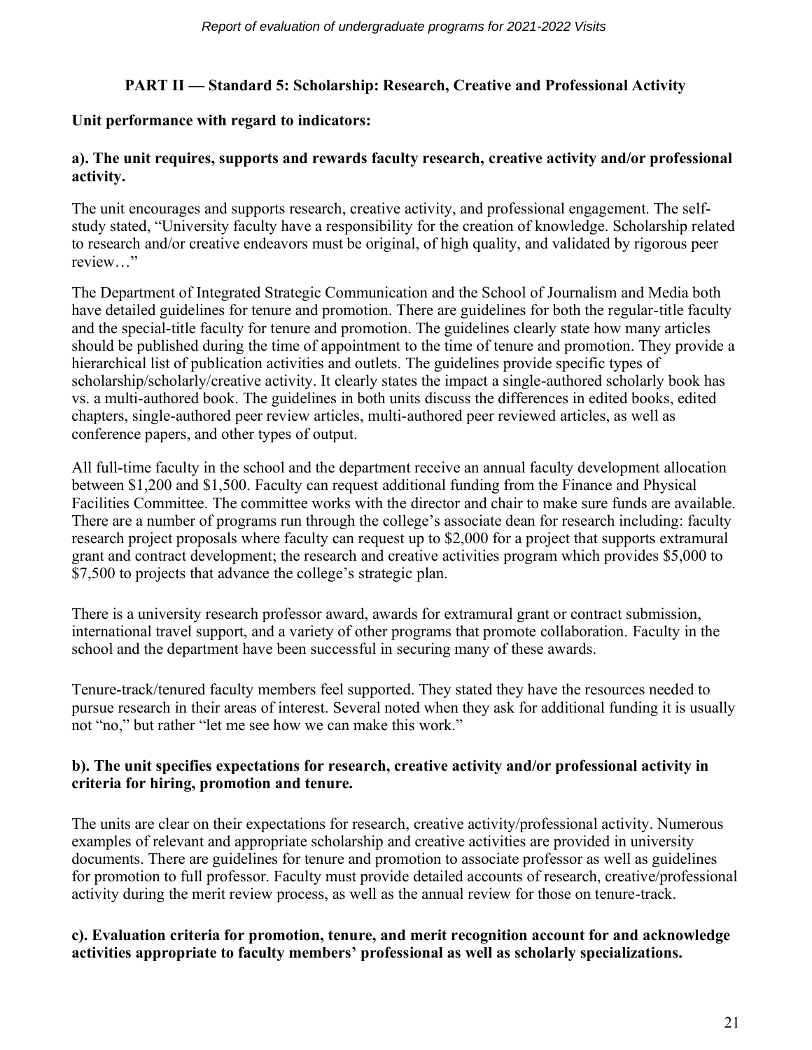## PART II — Standard 5: Scholarship: Research, Creative and Professional Activity

**Unit performance with regard to indicators:**

**a). The unit requires, supports and rewards faculty research, creative activity and/or professional activity.**

The unit encourages and supports research, creative activity, and professional engagement. The self-study stated, "University faculty have a responsibility for the creation of knowledge. Scholarship related to research and/or creative endeavors must be original, of high quality, and validated by rigorous peer review…"

The Department of Integrated Strategic Communication and the School of Journalism and Media both have detailed guidelines for tenure and promotion. There are guidelines for both the regular-title faculty and the special-title faculty for tenure and promotion. The guidelines clearly state how many articles should be published during the time of appointment to the time of tenure and promotion. They provide a hierarchical list of publication activities and outlets. The guidelines provide specific types of scholarship/scholarly/creative activity. It clearly states the impact a single-authored scholarly book has vs. a multi-authored book. The guidelines in both units discuss the differences in edited books, edited chapters, single-authored peer review articles, multi-authored peer reviewed articles, as well as conference papers, and other types of output.

All full-time faculty in the school and the department receive an annual faculty development allocation between $1,200 and $1,500. Faculty can request additional funding from the Finance and Physical Facilities Committee. The committee works with the director and chair to make sure funds are available. There are a number of programs run through the college's associate dean for research including: faculty research project proposals where faculty can request up to $2,000 for a project that supports extramural grant and contract development; the research and creative activities program which provides $5,000 to $7,500 to projects that advance the college's strategic plan.

There is a university research professor award, awards for extramural grant or contract submission, international travel support, and a variety of other programs that promote collaboration. Faculty in the school and the department have been successful in securing many of these awards.

Tenure-track/tenured faculty members feel supported. They stated they have the resources needed to pursue research in their areas of interest. Several noted when they ask for additional funding it is usually not "no," but rather "let me see how we can make this work."

**b). The unit specifies expectations for research, creative activity and/or professional activity in criteria for hiring, promotion and tenure.**

The units are clear on their expectations for research, creative activity/professional activity. Numerous examples of relevant and appropriate scholarship and creative activities are provided in university documents. There are guidelines for tenure and promotion to associate professor as well as guidelines for promotion to full professor. Faculty must provide detailed accounts of research, creative/professional activity during the merit review process, as well as the annual review for those on tenure-track.

**c). Evaluation criteria for promotion, tenure, and merit recognition account for and acknowledge activities appropriate to faculty members' professional as well as scholarly specializations.**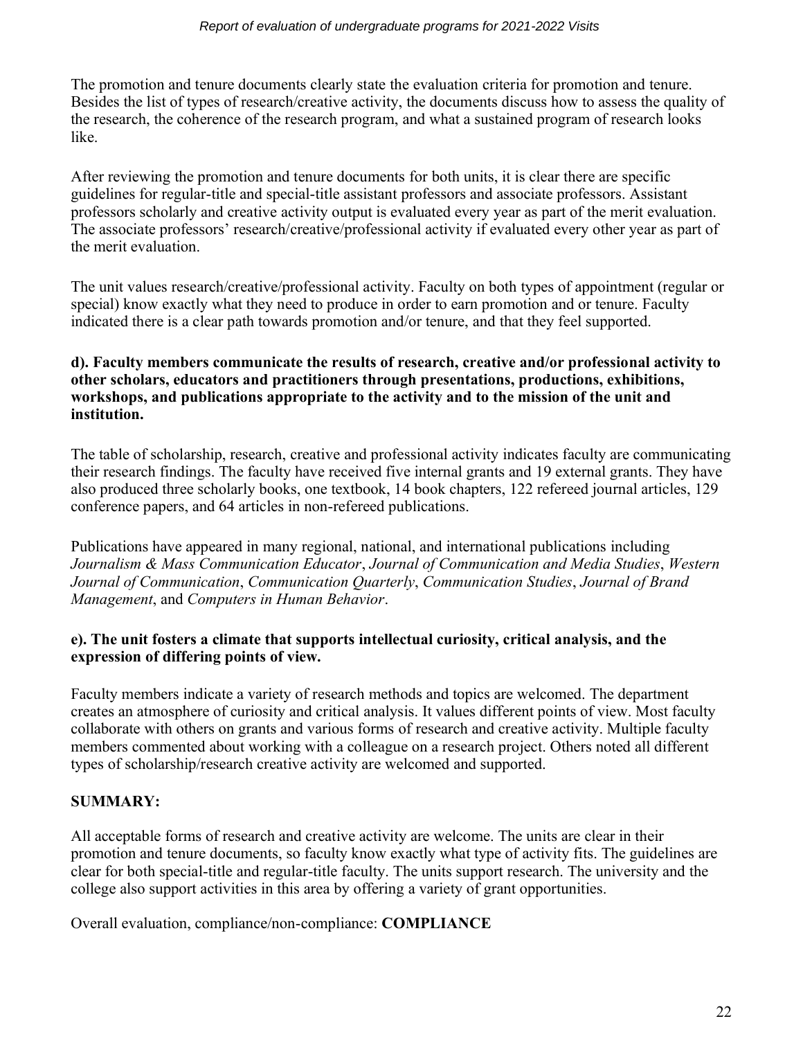The promotion and tenure documents clearly state the evaluation criteria for promotion and tenure. Besides the list of types of research/creative activity, the documents discuss how to assess the quality of the research, the coherence of the research program, and what a sustained program of research looks like.

After reviewing the promotion and tenure documents for both units, it is clear there are specific guidelines for regular-title and special-title assistant professors and associate professors. Assistant professors scholarly and creative activity output is evaluated every year as part of the merit evaluation. The associate professors' research/creative/professional activity if evaluated every other year as part of the merit evaluation.

The unit values research/creative/professional activity. Faculty on both types of appointment (regular or special) know exactly what they need to produce in order to earn promotion and or tenure. Faculty indicated there is a clear path towards promotion and/or tenure, and that they feel supported.

**d). Faculty members communicate the results of research, creative and/or professional activity to other scholars, educators and practitioners through presentations, productions, exhibitions, workshops, and publications appropriate to the activity and to the mission of the unit and institution.**

The table of scholarship, research, creative and professional activity indicates faculty are communicating their research findings. The faculty have received five internal grants and 19 external grants. They have also produced three scholarly books, one textbook, 14 book chapters, 122 refereed journal articles, 129 conference papers, and 64 articles in non-refereed publications.

Publications have appeared in many regional, national, and international publications including *Journalism & Mass Communication Educator*, *Journal of Communication and Media Studies*, *Western Journal of Communication*, *Communication Quarterly*, *Communication Studies*, *Journal of Brand Management*, and *Computers in Human Behavior*.

**e). The unit fosters a climate that supports intellectual curiosity, critical analysis, and the expression of differing points of view.**

Faculty members indicate a variety of research methods and topics are welcomed. The department creates an atmosphere of curiosity and critical analysis. It values different points of view. Most faculty collaborate with others on grants and various forms of research and creative activity. Multiple faculty members commented about working with a colleague on a research project. Others noted all different types of scholarship/research creative activity are welcomed and supported.

**SUMMARY:**

All acceptable forms of research and creative activity are welcome. The units are clear in their promotion and tenure documents, so faculty know exactly what type of activity fits. The guidelines are clear for both special-title and regular-title faculty. The units support research. The university and the college also support activities in this area by offering a variety of grant opportunities.

Overall evaluation, compliance/non-compliance: **COMPLIANCE**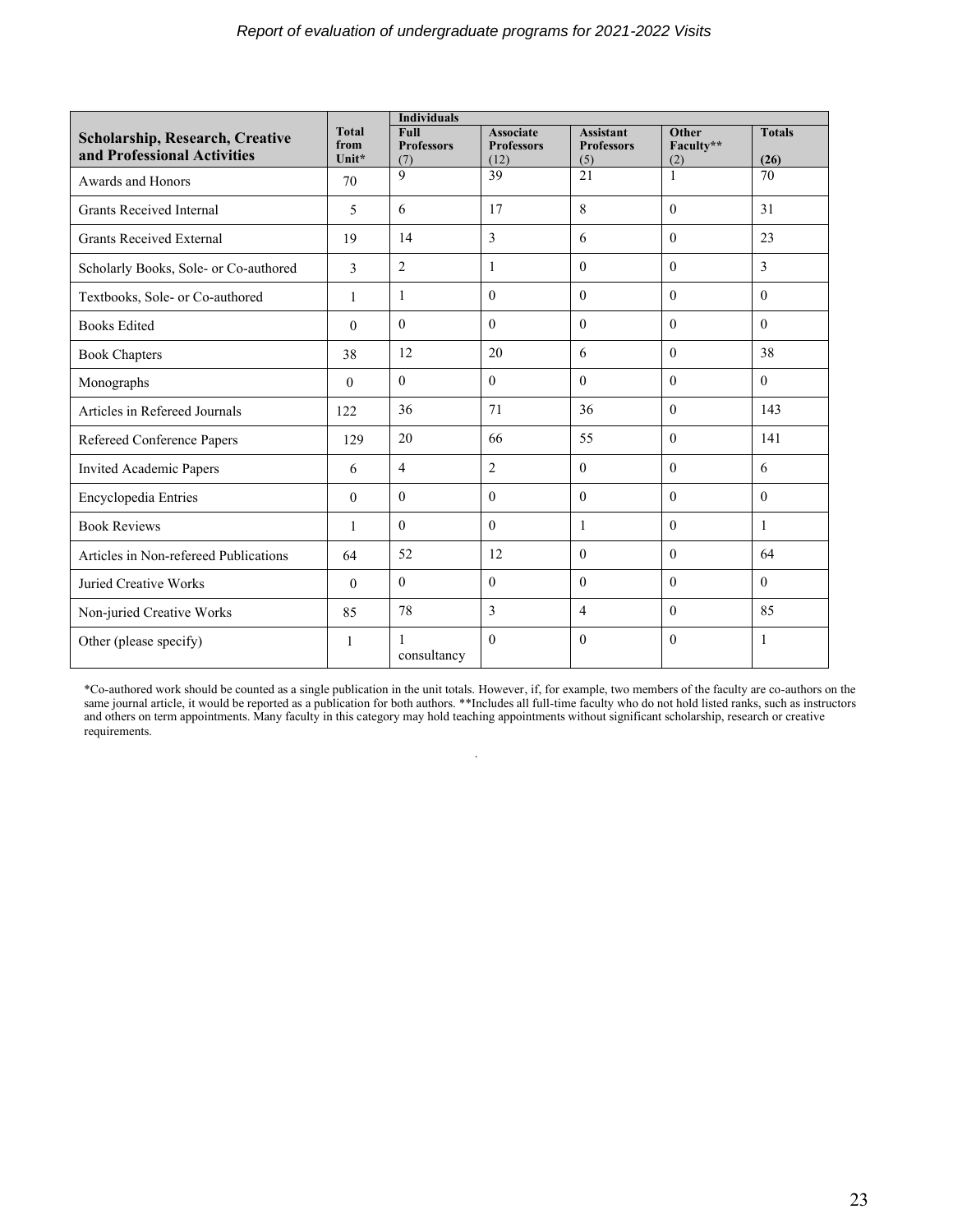| Scholarship, Research, Creative and Professional Activities | Total from Unit* | Individuals | | | | |
|---|---|---|---|---|---|---|
| | | Full Professors (7) | Associate Professors (12) | Assistant Professors (5) | Other Faculty** (2) | Totals (26) |
| Awards and Honors | 70 | 9 | 39 | 21 | 1 | 70 |
| Grants Received Internal | 5 | 6 | 17 | 8 | 0 | 31 |
| Grants Received External | 19 | 14 | 3 | 6 | 0 | 23 |
| Scholarly Books, Sole- or Co-authored | 3 | 2 | 1 | 0 | 0 | 3 |
| Textbooks, Sole- or Co-authored | 1 | 1 | 0 | 0 | 0 | 0 |
| Books Edited | 0 | 0 | 0 | 0 | 0 | 0 |
| Book Chapters | 38 | 12 | 20 | 6 | 0 | 38 |
| Monographs | 0 | 0 | 0 | 0 | 0 | 0 |
| Articles in Refereed Journals | 122 | 36 | 71 | 36 | 0 | 143 |
| Refereed Conference Papers | 129 | 20 | 66 | 55 | 0 | 141 |
| Invited Academic Papers | 6 | 4 | 2 | 0 | 0 | 6 |
| Encyclopedia Entries | 0 | 0 | 0 | 0 | 0 | 0 |
| Book Reviews | 1 | 0 | 0 | 1 | 0 | 1 |
| Articles in Non-refereed Publications | 64 | 52 | 12 | 0 | 0 | 64 |
| Juried Creative Works | 0 | 0 | 0 | 0 | 0 | 0 |
| Non-juried Creative Works | 85 | 78 | 3 | 4 | 0 | 85 |
| Other (please specify) | 1 | 1 consultancy | 0 | 0 | 0 | 1 |

*Co-authored work should be counted as a single publication in the unit totals. However, if, for example, two members of the faculty are co-authors on the same journal article, it would be reported as a publication for both authors. **Includes all full-time faculty who do not hold listed ranks, such as instructors and others on term appointments. Many faculty in this category may hold teaching appointments without significant scholarship, research or creative requirements.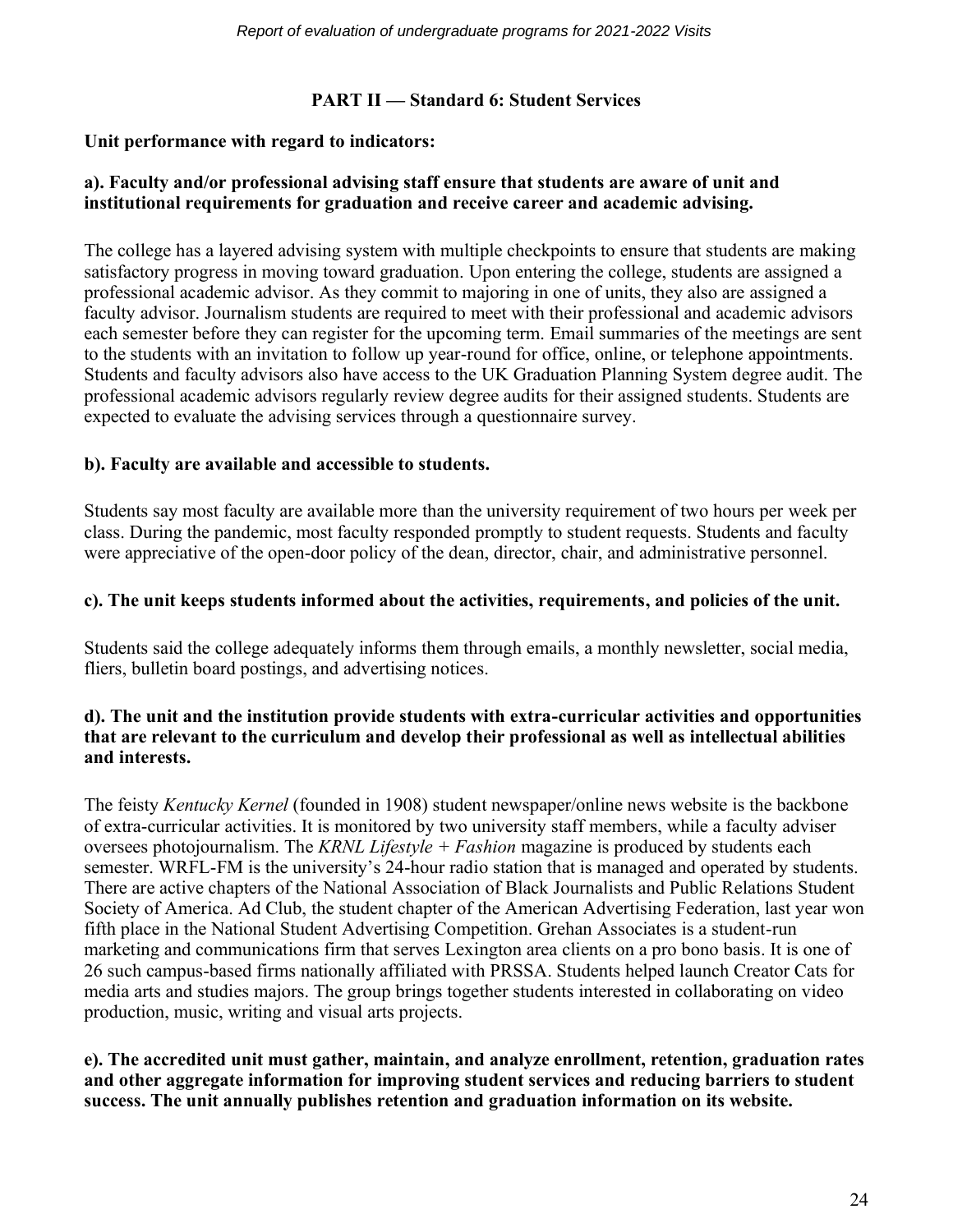## PART II — Standard 6: Student Services

**Unit performance with regard to indicators:**

**a). Faculty and/or professional advising staff ensure that students are aware of unit and institutional requirements for graduation and receive career and academic advising.**

The college has a layered advising system with multiple checkpoints to ensure that students are making satisfactory progress in moving toward graduation. Upon entering the college, students are assigned a professional academic advisor. As they commit to majoring in one of units, they also are assigned a faculty advisor. Journalism students are required to meet with their professional and academic advisors each semester before they can register for the upcoming term. Email summaries of the meetings are sent to the students with an invitation to follow up year-round for office, online, or telephone appointments. Students and faculty advisors also have access to the UK Graduation Planning System degree audit. The professional academic advisors regularly review degree audits for their assigned students. Students are expected to evaluate the advising services through a questionnaire survey.

**b). Faculty are available and accessible to students.**

Students say most faculty are available more than the university requirement of two hours per week per class. During the pandemic, most faculty responded promptly to student requests. Students and faculty were appreciative of the open-door policy of the dean, director, chair, and administrative personnel.

**c). The unit keeps students informed about the activities, requirements, and policies of the unit.**

Students said the college adequately informs them through emails, a monthly newsletter, social media, fliers, bulletin board postings, and advertising notices.

**d). The unit and the institution provide students with extra-curricular activities and opportunities that are relevant to the curriculum and develop their professional as well as intellectual abilities and interests.**

The feisty *Kentucky Kernel* (founded in 1908) student newspaper/online news website is the backbone of extra-curricular activities. It is monitored by two university staff members, while a faculty adviser oversees photojournalism. The *KRNL Lifestyle + Fashion* magazine is produced by students each semester. WRFL-FM is the university's 24-hour radio station that is managed and operated by students. There are active chapters of the National Association of Black Journalists and Public Relations Student Society of America. Ad Club, the student chapter of the American Advertising Federation, last year won fifth place in the National Student Advertising Competition. Grehan Associates is a student-run marketing and communications firm that serves Lexington area clients on a pro bono basis. It is one of 26 such campus-based firms nationally affiliated with PRSSA. Students helped launch Creator Cats for media arts and studies majors. The group brings together students interested in collaborating on video production, music, writing and visual arts projects.

**e). The accredited unit must gather, maintain, and analyze enrollment, retention, graduation rates and other aggregate information for improving student services and reducing barriers to student success. The unit annually publishes retention and graduation information on its website.**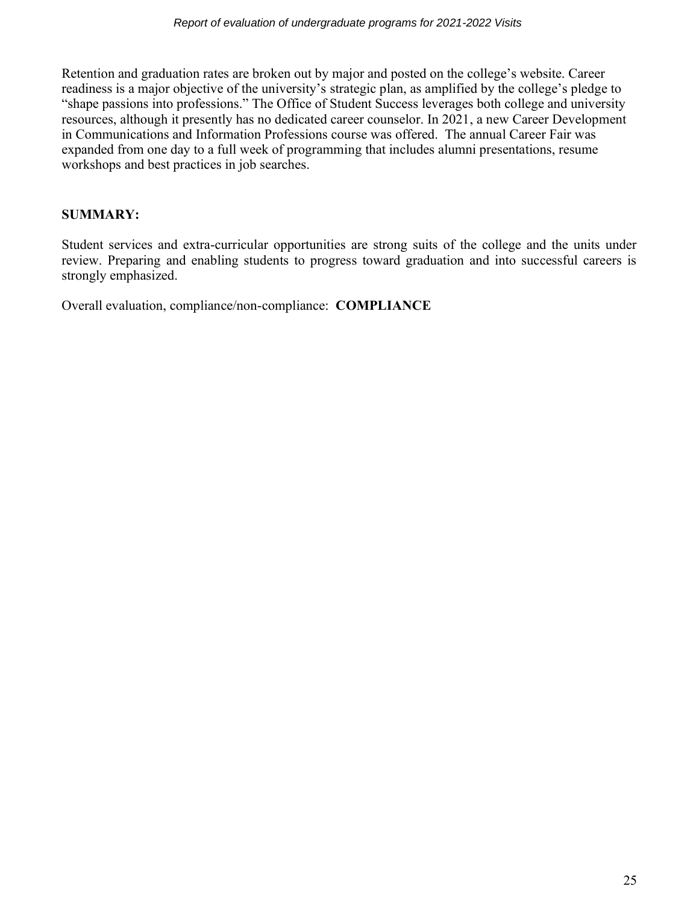Retention and graduation rates are broken out by major and posted on the college's website. Career readiness is a major objective of the university's strategic plan, as amplified by the college's pledge to "shape passions into professions." The Office of Student Success leverages both college and university resources, although it presently has no dedicated career counselor. In 2021, a new Career Development in Communications and Information Professions course was offered. The annual Career Fair was expanded from one day to a full week of programming that includes alumni presentations, resume workshops and best practices in job searches.

**SUMMARY:**

Student services and extra-curricular opportunities are strong suits of the college and the units under review. Preparing and enabling students to progress toward graduation and into successful careers is strongly emphasized.

Overall evaluation, compliance/non-compliance: **COMPLIANCE**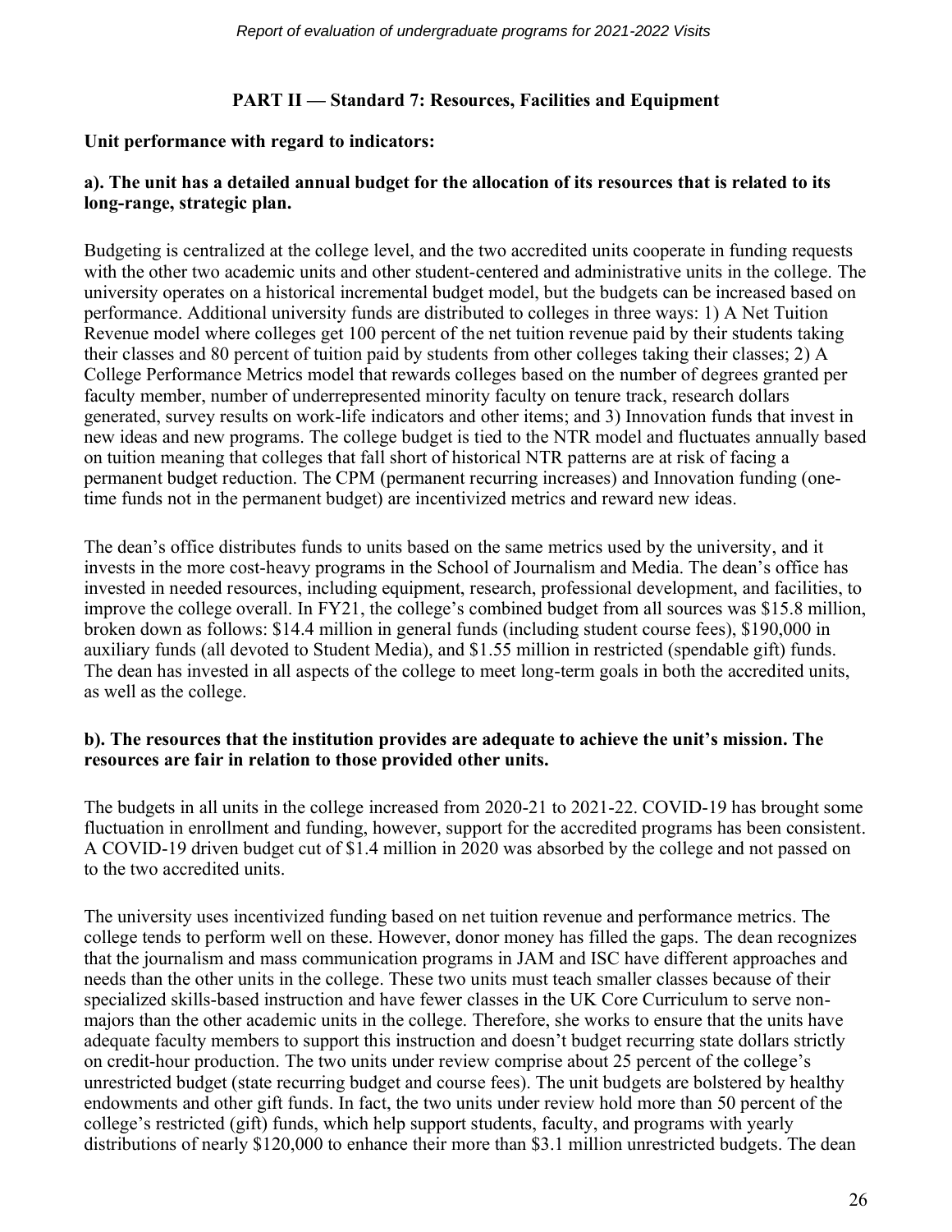## PART II — Standard 7: Resources, Facilities and Equipment

**Unit performance with regard to indicators:**

**a). The unit has a detailed annual budget for the allocation of its resources that is related to its long-range, strategic plan.**

Budgeting is centralized at the college level, and the two accredited units cooperate in funding requests with the other two academic units and other student-centered and administrative units in the college. The university operates on a historical incremental budget model, but the budgets can be increased based on performance. Additional university funds are distributed to colleges in three ways: 1) A Net Tuition Revenue model where colleges get 100 percent of the net tuition revenue paid by their students taking their classes and 80 percent of tuition paid by students from other colleges taking their classes; 2) A College Performance Metrics model that rewards colleges based on the number of degrees granted per faculty member, number of underrepresented minority faculty on tenure track, research dollars generated, survey results on work-life indicators and other items; and 3) Innovation funds that invest in new ideas and new programs. The college budget is tied to the NTR model and fluctuates annually based on tuition meaning that colleges that fall short of historical NTR patterns are at risk of facing a permanent budget reduction. The CPM (permanent recurring increases) and Innovation funding (one-time funds not in the permanent budget) are incentivized metrics and reward new ideas.

The dean's office distributes funds to units based on the same metrics used by the university, and it invests in the more cost-heavy programs in the School of Journalism and Media. The dean's office has invested in needed resources, including equipment, research, professional development, and facilities, to improve the college overall. In FY21, the college's combined budget from all sources was $15.8 million, broken down as follows: $14.4 million in general funds (including student course fees), $190,000 in auxiliary funds (all devoted to Student Media), and $1.55 million in restricted (spendable gift) funds. The dean has invested in all aspects of the college to meet long-term goals in both the accredited units, as well as the college.

**b). The resources that the institution provides are adequate to achieve the unit's mission. The resources are fair in relation to those provided other units.**

The budgets in all units in the college increased from 2020-21 to 2021-22. COVID-19 has brought some fluctuation in enrollment and funding, however, support for the accredited programs has been consistent. A COVID-19 driven budget cut of $1.4 million in 2020 was absorbed by the college and not passed on to the two accredited units.

The university uses incentivized funding based on net tuition revenue and performance metrics. The college tends to perform well on these. However, donor money has filled the gaps. The dean recognizes that the journalism and mass communication programs in JAM and ISC have different approaches and needs than the other units in the college. These two units must teach smaller classes because of their specialized skills-based instruction and have fewer classes in the UK Core Curriculum to serve non-majors than the other academic units in the college. Therefore, she works to ensure that the units have adequate faculty members to support this instruction and doesn't budget recurring state dollars strictly on credit-hour production. The two units under review comprise about 25 percent of the college's unrestricted budget (state recurring budget and course fees). The unit budgets are bolstered by healthy endowments and other gift funds. In fact, the two units under review hold more than 50 percent of the college's restricted (gift) funds, which help support students, faculty, and programs with yearly distributions of nearly $120,000 to enhance their more than $3.1 million unrestricted budgets. The dean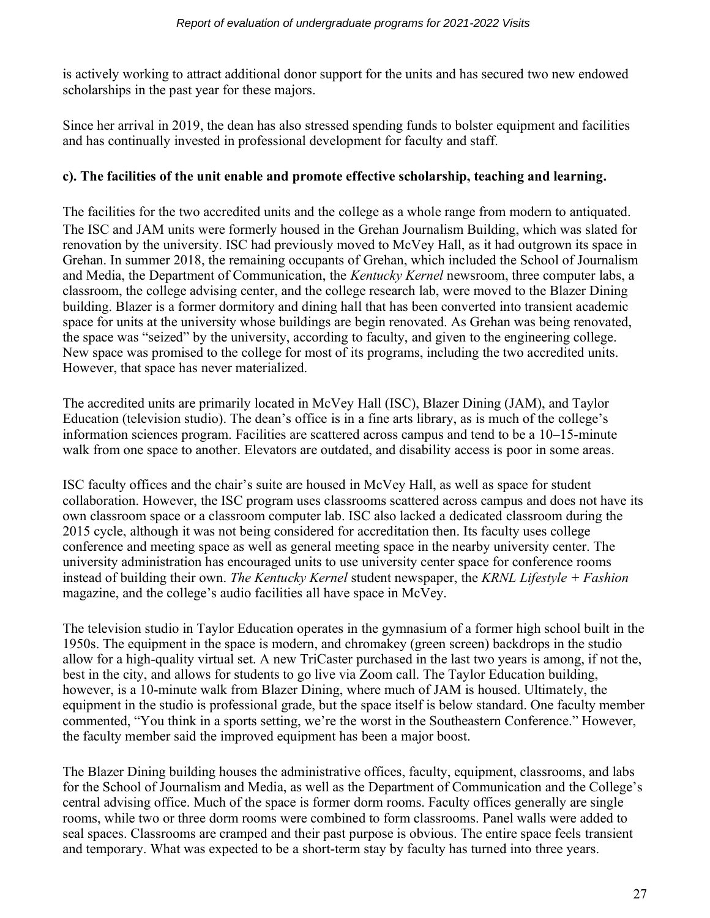is actively working to attract additional donor support for the units and has secured two new endowed scholarships in the past year for these majors.

Since her arrival in 2019, the dean has also stressed spending funds to bolster equipment and facilities and has continually invested in professional development for faculty and staff.

**c). The facilities of the unit enable and promote effective scholarship, teaching and learning.**

The facilities for the two accredited units and the college as a whole range from modern to antiquated. The ISC and JAM units were formerly housed in the Grehan Journalism Building, which was slated for renovation by the university. ISC had previously moved to McVey Hall, as it had outgrown its space in Grehan. In summer 2018, the remaining occupants of Grehan, which included the School of Journalism and Media, the Department of Communication, the *Kentucky Kernel* newsroom, three computer labs, a classroom, the college advising center, and the college research lab, were moved to the Blazer Dining building. Blazer is a former dormitory and dining hall that has been converted into transient academic space for units at the university whose buildings are begin renovated. As Grehan was being renovated, the space was "seized" by the university, according to faculty, and given to the engineering college. New space was promised to the college for most of its programs, including the two accredited units. However, that space has never materialized.

The accredited units are primarily located in McVey Hall (ISC), Blazer Dining (JAM), and Taylor Education (television studio). The dean's office is in a fine arts library, as is much of the college's information sciences program. Facilities are scattered across campus and tend to be a 10–15-minute walk from one space to another. Elevators are outdated, and disability access is poor in some areas.

ISC faculty offices and the chair's suite are housed in McVey Hall, as well as space for student collaboration. However, the ISC program uses classrooms scattered across campus and does not have its own classroom space or a classroom computer lab. ISC also lacked a dedicated classroom during the 2015 cycle, although it was not being considered for accreditation then. Its faculty uses college conference and meeting space as well as general meeting space in the nearby university center. The university administration has encouraged units to use university center space for conference rooms instead of building their own. *The Kentucky Kernel* student newspaper, the *KRNL Lifestyle + Fashion* magazine, and the college's audio facilities all have space in McVey.

The television studio in Taylor Education operates in the gymnasium of a former high school built in the 1950s. The equipment in the space is modern, and chromakey (green screen) backdrops in the studio allow for a high-quality virtual set. A new TriCaster purchased in the last two years is among, if not the, best in the city, and allows for students to go live via Zoom call. The Taylor Education building, however, is a 10-minute walk from Blazer Dining, where much of JAM is housed. Ultimately, the equipment in the studio is professional grade, but the space itself is below standard. One faculty member commented, "You think in a sports setting, we're the worst in the Southeastern Conference." However, the faculty member said the improved equipment has been a major boost.

The Blazer Dining building houses the administrative offices, faculty, equipment, classrooms, and labs for the School of Journalism and Media, as well as the Department of Communication and the College's central advising office. Much of the space is former dorm rooms. Faculty offices generally are single rooms, while two or three dorm rooms were combined to form classrooms. Panel walls were added to seal spaces. Classrooms are cramped and their past purpose is obvious. The entire space feels transient and temporary. What was expected to be a short-term stay by faculty has turned into three years.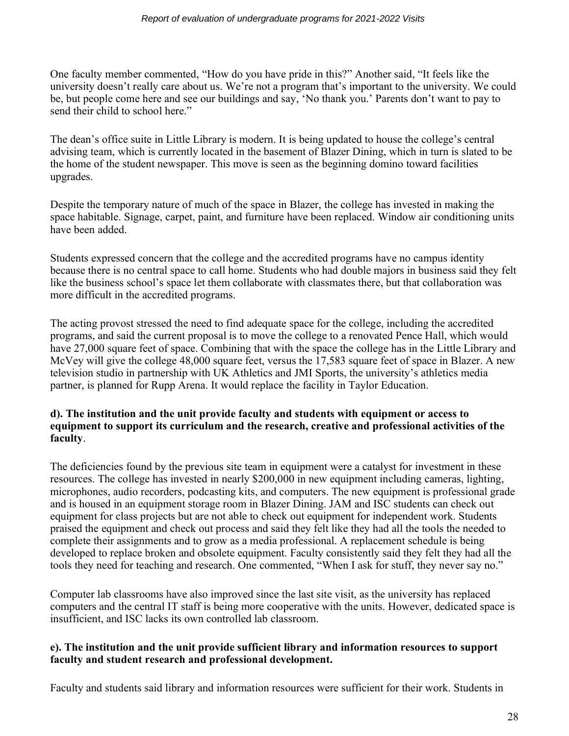One faculty member commented, "How do you have pride in this?" Another said, "It feels like the university doesn't really care about us. We're not a program that's important to the university. We could be, but people come here and see our buildings and say, 'No thank you.' Parents don't want to pay to send their child to school here."

The dean's office suite in Little Library is modern. It is being updated to house the college's central advising team, which is currently located in the basement of Blazer Dining, which in turn is slated to be the home of the student newspaper. This move is seen as the beginning domino toward facilities upgrades.

Despite the temporary nature of much of the space in Blazer, the college has invested in making the space habitable. Signage, carpet, paint, and furniture have been replaced. Window air conditioning units have been added.

Students expressed concern that the college and the accredited programs have no campus identity because there is no central space to call home. Students who had double majors in business said they felt like the business school's space let them collaborate with classmates there, but that collaboration was more difficult in the accredited programs.

The acting provost stressed the need to find adequate space for the college, including the accredited programs, and said the current proposal is to move the college to a renovated Pence Hall, which would have 27,000 square feet of space. Combining that with the space the college has in the Little Library and McVey will give the college 48,000 square feet, versus the 17,583 square feet of space in Blazer. A new television studio in partnership with UK Athletics and JMI Sports, the university's athletics media partner, is planned for Rupp Arena. It would replace the facility in Taylor Education.

**d). The institution and the unit provide faculty and students with equipment or access to equipment to support its curriculum and the research, creative and professional activities of the faculty**.

The deficiencies found by the previous site team in equipment were a catalyst for investment in these resources. The college has invested in nearly $200,000 in new equipment including cameras, lighting, microphones, audio recorders, podcasting kits, and computers. The new equipment is professional grade and is housed in an equipment storage room in Blazer Dining. JAM and ISC students can check out equipment for class projects but are not able to check out equipment for independent work. Students praised the equipment and check out process and said they felt like they had all the tools the needed to complete their assignments and to grow as a media professional. A replacement schedule is being developed to replace broken and obsolete equipment. Faculty consistently said they felt they had all the tools they need for teaching and research. One commented, "When I ask for stuff, they never say no."

Computer lab classrooms have also improved since the last site visit, as the university has replaced computers and the central IT staff is being more cooperative with the units. However, dedicated space is insufficient, and ISC lacks its own controlled lab classroom.

**e). The institution and the unit provide sufficient library and information resources to support faculty and student research and professional development.**

Faculty and students said library and information resources were sufficient for their work. Students in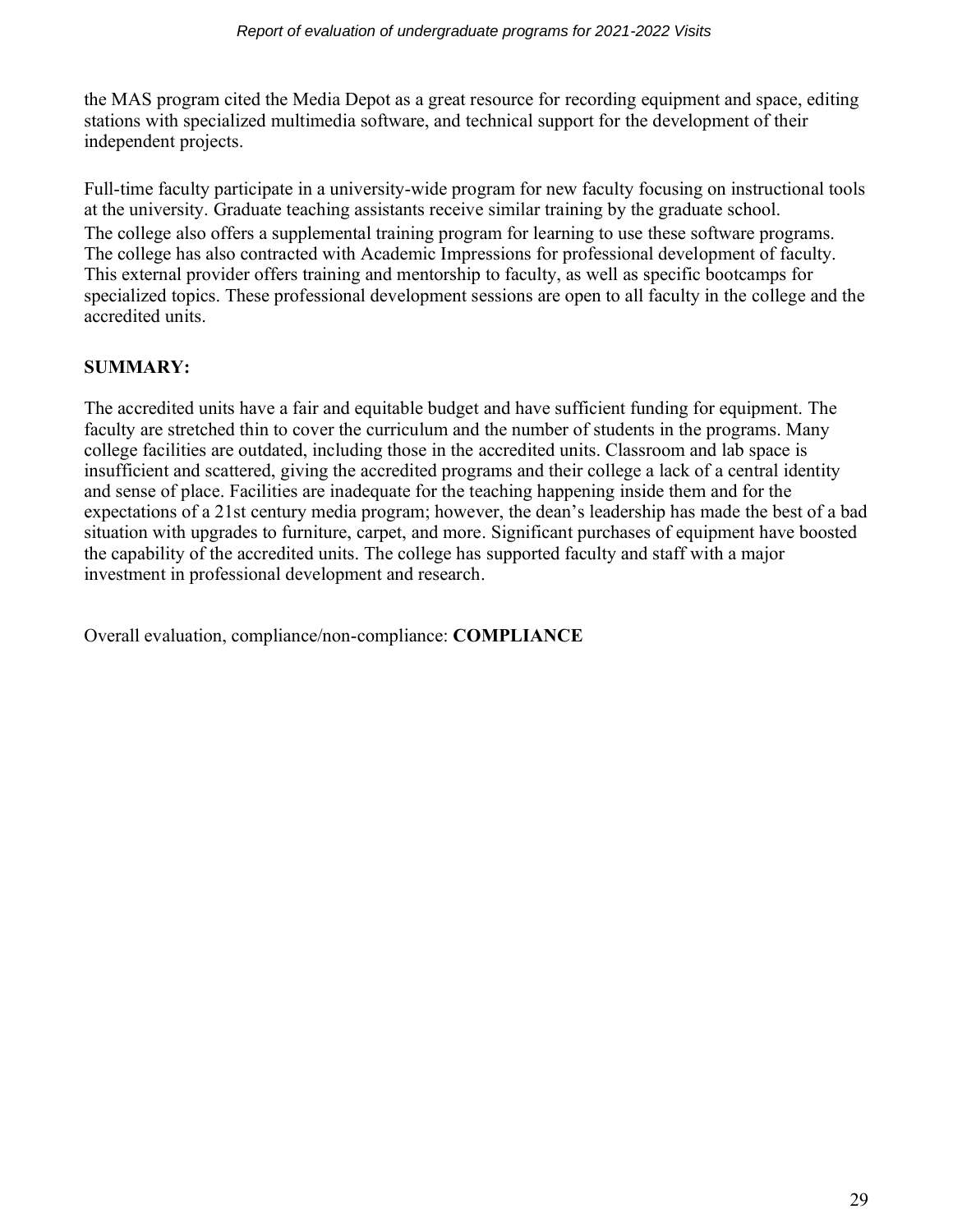the MAS program cited the Media Depot as a great resource for recording equipment and space, editing stations with specialized multimedia software, and technical support for the development of their independent projects.

Full-time faculty participate in a university-wide program for new faculty focusing on instructional tools at the university. Graduate teaching assistants receive similar training by the graduate school. The college also offers a supplemental training program for learning to use these software programs. The college has also contracted with Academic Impressions for professional development of faculty. This external provider offers training and mentorship to faculty, as well as specific bootcamps for specialized topics. These professional development sessions are open to all faculty in the college and the accredited units.

**SUMMARY:**

The accredited units have a fair and equitable budget and have sufficient funding for equipment. The faculty are stretched thin to cover the curriculum and the number of students in the programs. Many college facilities are outdated, including those in the accredited units. Classroom and lab space is insufficient and scattered, giving the accredited programs and their college a lack of a central identity and sense of place. Facilities are inadequate for the teaching happening inside them and for the expectations of a 21st century media program; however, the dean's leadership has made the best of a bad situation with upgrades to furniture, carpet, and more. Significant purchases of equipment have boosted the capability of the accredited units. The college has supported faculty and staff with a major investment in professional development and research.

Overall evaluation, compliance/non-compliance: **COMPLIANCE**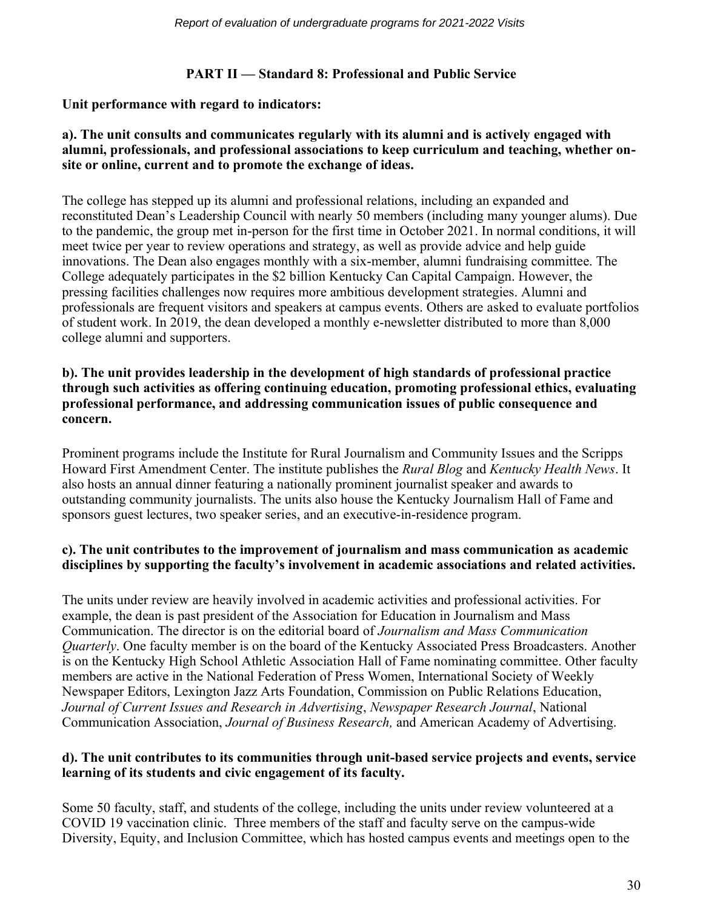## PART II — Standard 8: Professional and Public Service

**Unit performance with regard to indicators:**

**a). The unit consults and communicates regularly with its alumni and is actively engaged with alumni, professionals, and professional associations to keep curriculum and teaching, whether on-site or online, current and to promote the exchange of ideas.**

The college has stepped up its alumni and professional relations, including an expanded and reconstituted Dean's Leadership Council with nearly 50 members (including many younger alums). Due to the pandemic, the group met in-person for the first time in October 2021. In normal conditions, it will meet twice per year to review operations and strategy, as well as provide advice and help guide innovations. The Dean also engages monthly with a six-member, alumni fundraising committee. The College adequately participates in the $2 billion Kentucky Can Capital Campaign. However, the pressing facilities challenges now requires more ambitious development strategies. Alumni and professionals are frequent visitors and speakers at campus events. Others are asked to evaluate portfolios of student work. In 2019, the dean developed a monthly e-newsletter distributed to more than 8,000 college alumni and supporters.

**b). The unit provides leadership in the development of high standards of professional practice through such activities as offering continuing education, promoting professional ethics, evaluating professional performance, and addressing communication issues of public consequence and concern.**

Prominent programs include the Institute for Rural Journalism and Community Issues and the Scripps Howard First Amendment Center. The institute publishes the *Rural Blog* and *Kentucky Health News*. It also hosts an annual dinner featuring a nationally prominent journalist speaker and awards to outstanding community journalists. The units also house the Kentucky Journalism Hall of Fame and sponsors guest lectures, two speaker series, and an executive-in-residence program.

**c). The unit contributes to the improvement of journalism and mass communication as academic disciplines by supporting the faculty's involvement in academic associations and related activities.**

The units under review are heavily involved in academic activities and professional activities. For example, the dean is past president of the Association for Education in Journalism and Mass Communication. The director is on the editorial board of *Journalism and Mass Communication Quarterly*. One faculty member is on the board of the Kentucky Associated Press Broadcasters. Another is on the Kentucky High School Athletic Association Hall of Fame nominating committee. Other faculty members are active in the National Federation of Press Women, International Society of Weekly Newspaper Editors, Lexington Jazz Arts Foundation, Commission on Public Relations Education, *Journal of Current Issues and Research in Advertising*, *Newspaper Research Journal*, National Communication Association, *Journal of Business Research,* and American Academy of Advertising.

**d). The unit contributes to its communities through unit-based service projects and events, service learning of its students and civic engagement of its faculty.**

Some 50 faculty, staff, and students of the college, including the units under review volunteered at a COVID 19 vaccination clinic. Three members of the staff and faculty serve on the campus-wide Diversity, Equity, and Inclusion Committee, which has hosted campus events and meetings open to the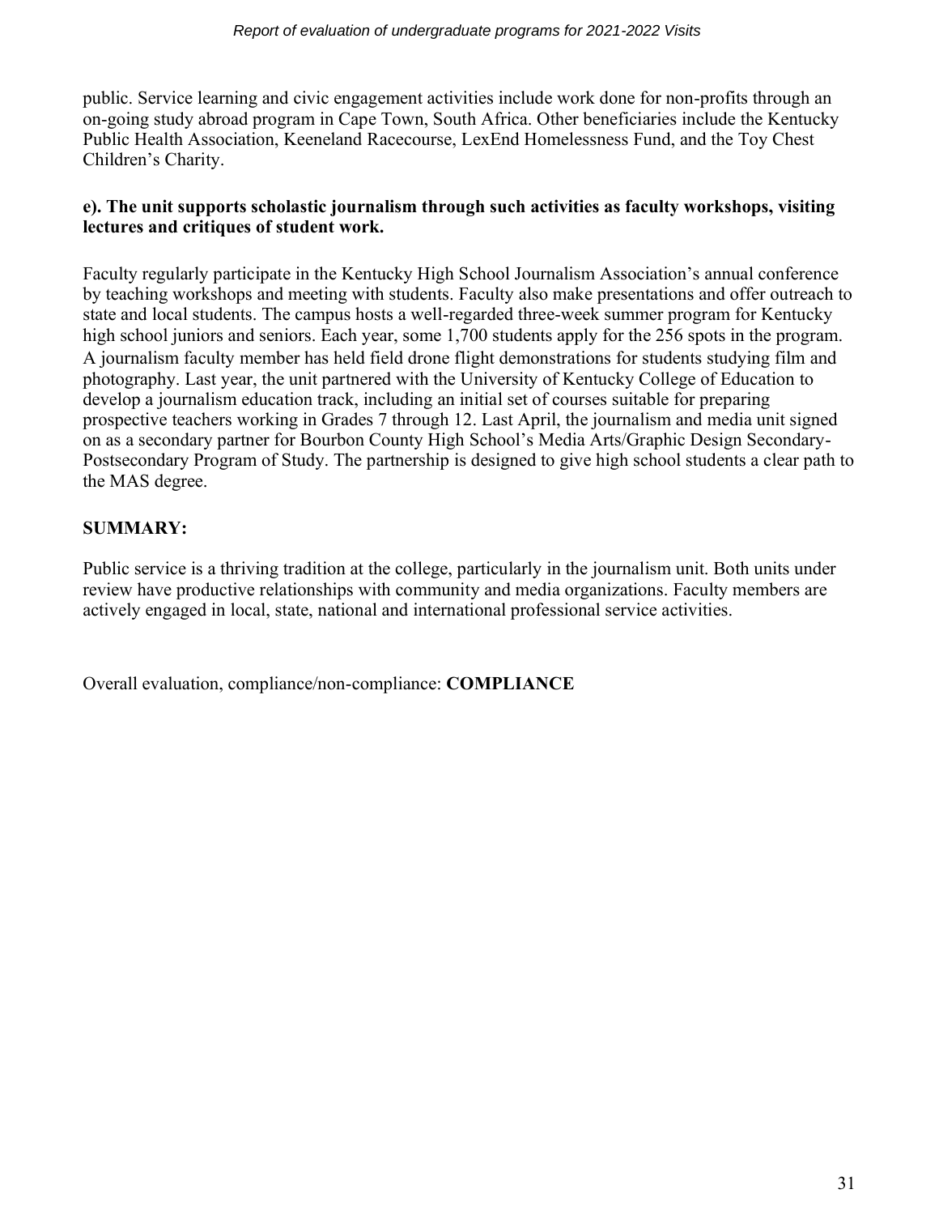public. Service learning and civic engagement activities include work done for non-profits through an on-going study abroad program in Cape Town, South Africa. Other beneficiaries include the Kentucky Public Health Association, Keeneland Racecourse, LexEnd Homelessness Fund, and the Toy Chest Children's Charity.

**e). The unit supports scholastic journalism through such activities as faculty workshops, visiting lectures and critiques of student work.**

Faculty regularly participate in the Kentucky High School Journalism Association's annual conference by teaching workshops and meeting with students. Faculty also make presentations and offer outreach to state and local students. The campus hosts a well-regarded three-week summer program for Kentucky high school juniors and seniors. Each year, some 1,700 students apply for the 256 spots in the program. A journalism faculty member has held field drone flight demonstrations for students studying film and photography. Last year, the unit partnered with the University of Kentucky College of Education to develop a journalism education track, including an initial set of courses suitable for preparing prospective teachers working in Grades 7 through 12. Last April, the journalism and media unit signed on as a secondary partner for Bourbon County High School's Media Arts/Graphic Design Secondary-Postsecondary Program of Study. The partnership is designed to give high school students a clear path to the MAS degree.

**SUMMARY:**

Public service is a thriving tradition at the college, particularly in the journalism unit. Both units under review have productive relationships with community and media organizations. Faculty members are actively engaged in local, state, national and international professional service activities.

Overall evaluation, compliance/non-compliance: **COMPLIANCE**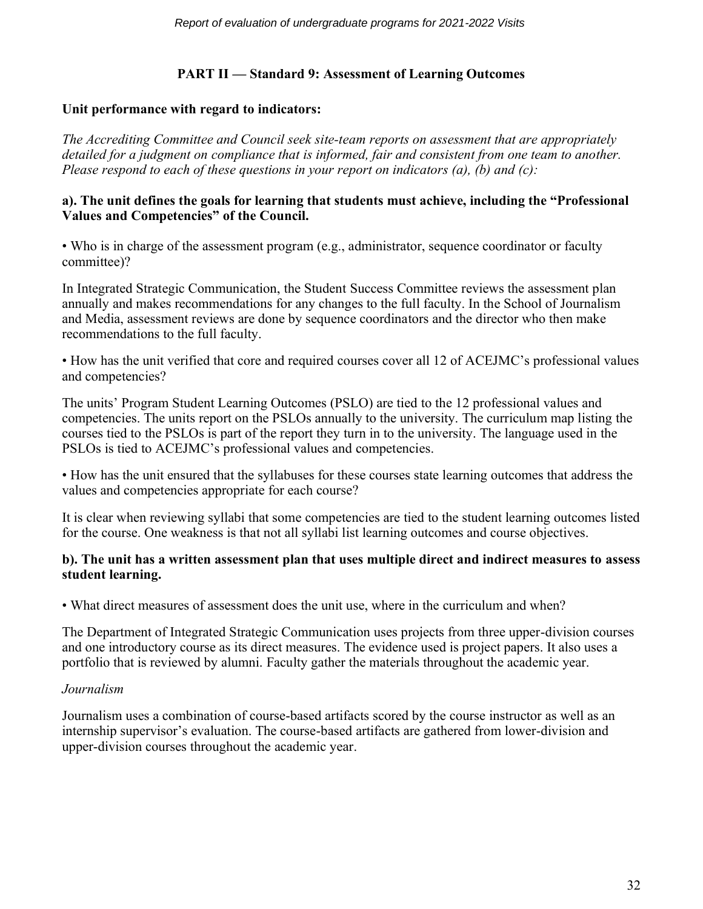## PART II — Standard 9: Assessment of Learning Outcomes

**Unit performance with regard to indicators:**

*The Accrediting Committee and Council seek site-team reports on assessment that are appropriately detailed for a judgment on compliance that is informed, fair and consistent from one team to another. Please respond to each of these questions in your report on indicators (a), (b) and (c):*

**a). The unit defines the goals for learning that students must achieve, including the "Professional Values and Competencies" of the Council.**

• Who is in charge of the assessment program (e.g., administrator, sequence coordinator or faculty committee)?

In Integrated Strategic Communication, the Student Success Committee reviews the assessment plan annually and makes recommendations for any changes to the full faculty. In the School of Journalism and Media, assessment reviews are done by sequence coordinators and the director who then make recommendations to the full faculty.

• How has the unit verified that core and required courses cover all 12 of ACEJMC's professional values and competencies?

The units' Program Student Learning Outcomes (PSLO) are tied to the 12 professional values and competencies. The units report on the PSLOs annually to the university. The curriculum map listing the courses tied to the PSLOs is part of the report they turn in to the university. The language used in the PSLOs is tied to ACEJMC's professional values and competencies.

• How has the unit ensured that the syllabuses for these courses state learning outcomes that address the values and competencies appropriate for each course?

It is clear when reviewing syllabi that some competencies are tied to the student learning outcomes listed for the course. One weakness is that not all syllabi list learning outcomes and course objectives.

**b). The unit has a written assessment plan that uses multiple direct and indirect measures to assess student learning.**

• What direct measures of assessment does the unit use, where in the curriculum and when?

The Department of Integrated Strategic Communication uses projects from three upper-division courses and one introductory course as its direct measures. The evidence used is project papers. It also uses a portfolio that is reviewed by alumni. Faculty gather the materials throughout the academic year.

*Journalism*

Journalism uses a combination of course-based artifacts scored by the course instructor as well as an internship supervisor's evaluation. The course-based artifacts are gathered from lower-division and upper-division courses throughout the academic year.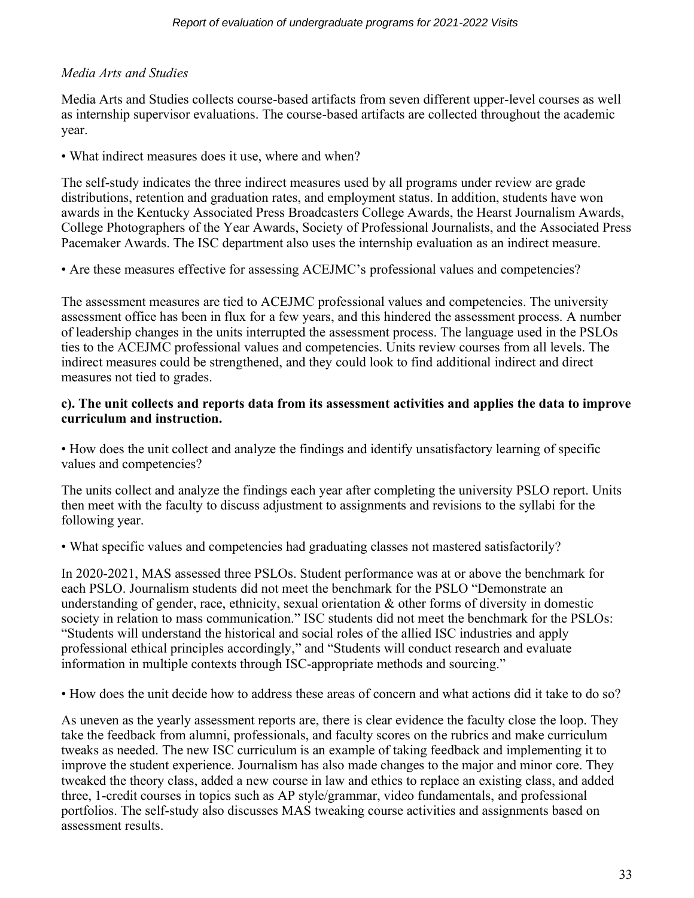*Media Arts and Studies*

Media Arts and Studies collects course-based artifacts from seven different upper-level courses as well as internship supervisor evaluations. The course-based artifacts are collected throughout the academic year.

• What indirect measures does it use, where and when?

The self-study indicates the three indirect measures used by all programs under review are grade distributions, retention and graduation rates, and employment status. In addition, students have won awards in the Kentucky Associated Press Broadcasters College Awards, the Hearst Journalism Awards, College Photographers of the Year Awards, Society of Professional Journalists, and the Associated Press Pacemaker Awards. The ISC department also uses the internship evaluation as an indirect measure.

• Are these measures effective for assessing ACEJMC's professional values and competencies?

The assessment measures are tied to ACEJMC professional values and competencies. The university assessment office has been in flux for a few years, and this hindered the assessment process. A number of leadership changes in the units interrupted the assessment process. The language used in the PSLOs ties to the ACEJMC professional values and competencies. Units review courses from all levels. The indirect measures could be strengthened, and they could look to find additional indirect and direct measures not tied to grades.

**c). The unit collects and reports data from its assessment activities and applies the data to improve curriculum and instruction.**

• How does the unit collect and analyze the findings and identify unsatisfactory learning of specific values and competencies?

The units collect and analyze the findings each year after completing the university PSLO report. Units then meet with the faculty to discuss adjustment to assignments and revisions to the syllabi for the following year.

• What specific values and competencies had graduating classes not mastered satisfactorily?

In 2020-2021, MAS assessed three PSLOs. Student performance was at or above the benchmark for each PSLO. Journalism students did not meet the benchmark for the PSLO "Demonstrate an understanding of gender, race, ethnicity, sexual orientation & other forms of diversity in domestic society in relation to mass communication." ISC students did not meet the benchmark for the PSLOs: "Students will understand the historical and social roles of the allied ISC industries and apply professional ethical principles accordingly," and "Students will conduct research and evaluate information in multiple contexts through ISC-appropriate methods and sourcing."

• How does the unit decide how to address these areas of concern and what actions did it take to do so?

As uneven as the yearly assessment reports are, there is clear evidence the faculty close the loop. They take the feedback from alumni, professionals, and faculty scores on the rubrics and make curriculum tweaks as needed. The new ISC curriculum is an example of taking feedback and implementing it to improve the student experience. Journalism has also made changes to the major and minor core. They tweaked the theory class, added a new course in law and ethics to replace an existing class, and added three, 1-credit courses in topics such as AP style/grammar, video fundamentals, and professional portfolios. The self-study also discusses MAS tweaking course activities and assignments based on assessment results.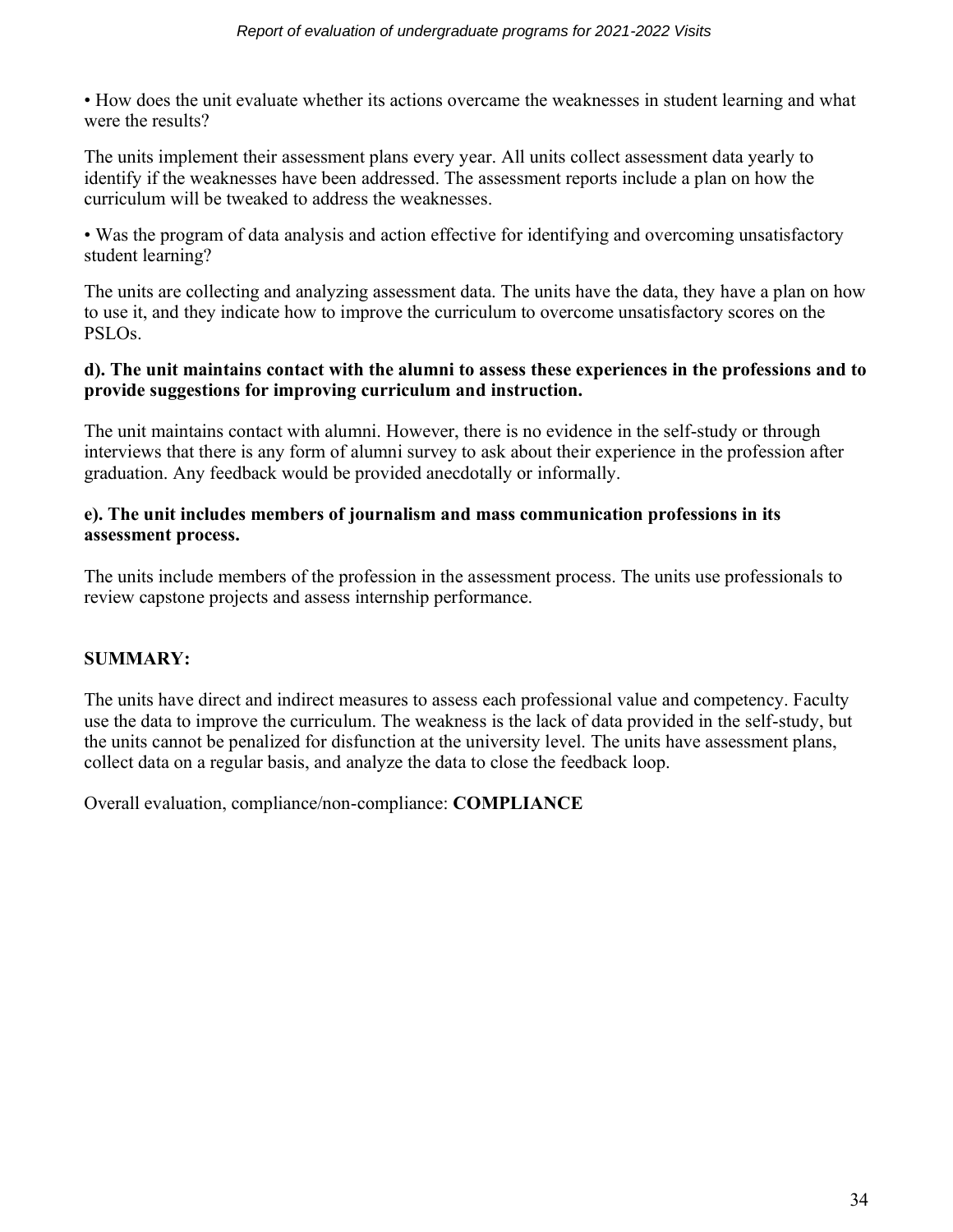• How does the unit evaluate whether its actions overcame the weaknesses in student learning and what were the results?

The units implement their assessment plans every year. All units collect assessment data yearly to identify if the weaknesses have been addressed. The assessment reports include a plan on how the curriculum will be tweaked to address the weaknesses.

• Was the program of data analysis and action effective for identifying and overcoming unsatisfactory student learning?

The units are collecting and analyzing assessment data. The units have the data, they have a plan on how to use it, and they indicate how to improve the curriculum to overcome unsatisfactory scores on the PSLOs.

**d). The unit maintains contact with the alumni to assess these experiences in the professions and to provide suggestions for improving curriculum and instruction.**

The unit maintains contact with alumni. However, there is no evidence in the self-study or through interviews that there is any form of alumni survey to ask about their experience in the profession after graduation. Any feedback would be provided anecdotally or informally.

**e). The unit includes members of journalism and mass communication professions in its assessment process.**

The units include members of the profession in the assessment process. The units use professionals to review capstone projects and assess internship performance.

**SUMMARY:**

The units have direct and indirect measures to assess each professional value and competency. Faculty use the data to improve the curriculum. The weakness is the lack of data provided in the self-study, but the units cannot be penalized for disfunction at the university level. The units have assessment plans, collect data on a regular basis, and analyze the data to close the feedback loop.

Overall evaluation, compliance/non-compliance: **COMPLIANCE**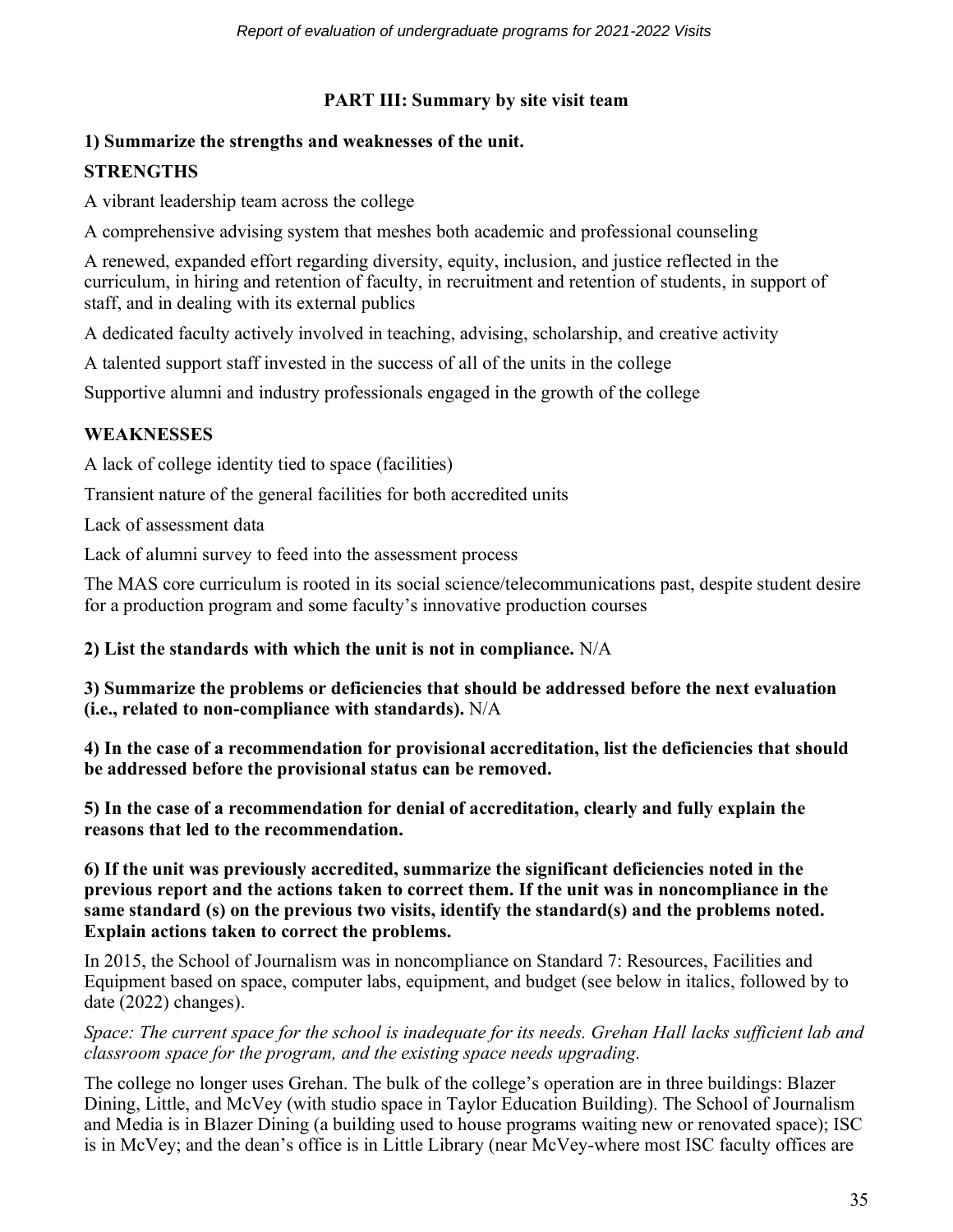## PART III: Summary by site visit team

**1) Summarize the strengths and weaknesses of the unit.**

**STRENGTHS**

A vibrant leadership team across the college

A comprehensive advising system that meshes both academic and professional counseling

A renewed, expanded effort regarding diversity, equity, inclusion, and justice reflected in the curriculum, in hiring and retention of faculty, in recruitment and retention of students, in support of staff, and in dealing with its external publics

A dedicated faculty actively involved in teaching, advising, scholarship, and creative activity

A talented support staff invested in the success of all of the units in the college

Supportive alumni and industry professionals engaged in the growth of the college

**WEAKNESSES**

A lack of college identity tied to space (facilities)

Transient nature of the general facilities for both accredited units

Lack of assessment data

Lack of alumni survey to feed into the assessment process

The MAS core curriculum is rooted in its social science/telecommunications past, despite student desire for a production program and some faculty's innovative production courses

**2) List the standards with which the unit is not in compliance.** N/A

**3) Summarize the problems or deficiencies that should be addressed before the next evaluation (i.e., related to non-compliance with standards).** N/A

**4) In the case of a recommendation for provisional accreditation, list the deficiencies that should be addressed before the provisional status can be removed.**

**5) In the case of a recommendation for denial of accreditation, clearly and fully explain the reasons that led to the recommendation.**

**6) If the unit was previously accredited, summarize the significant deficiencies noted in the previous report and the actions taken to correct them. If the unit was in noncompliance in the same standard (s) on the previous two visits, identify the standard(s) and the problems noted. Explain actions taken to correct the problems.**

In 2015, the School of Journalism was in noncompliance on Standard 7: Resources, Facilities and Equipment based on space, computer labs, equipment, and budget (see below in italics, followed by to date (2022) changes).

*Space: The current space for the school is inadequate for its needs. Grehan Hall lacks sufficient lab and classroom space for the program, and the existing space needs upgrading.*

The college no longer uses Grehan. The bulk of the college's operation are in three buildings: Blazer Dining, Little, and McVey (with studio space in Taylor Education Building). The School of Journalism and Media is in Blazer Dining (a building used to house programs waiting new or renovated space); ISC is in McVey; and the dean's office is in Little Library (near McVey-where most ISC faculty offices are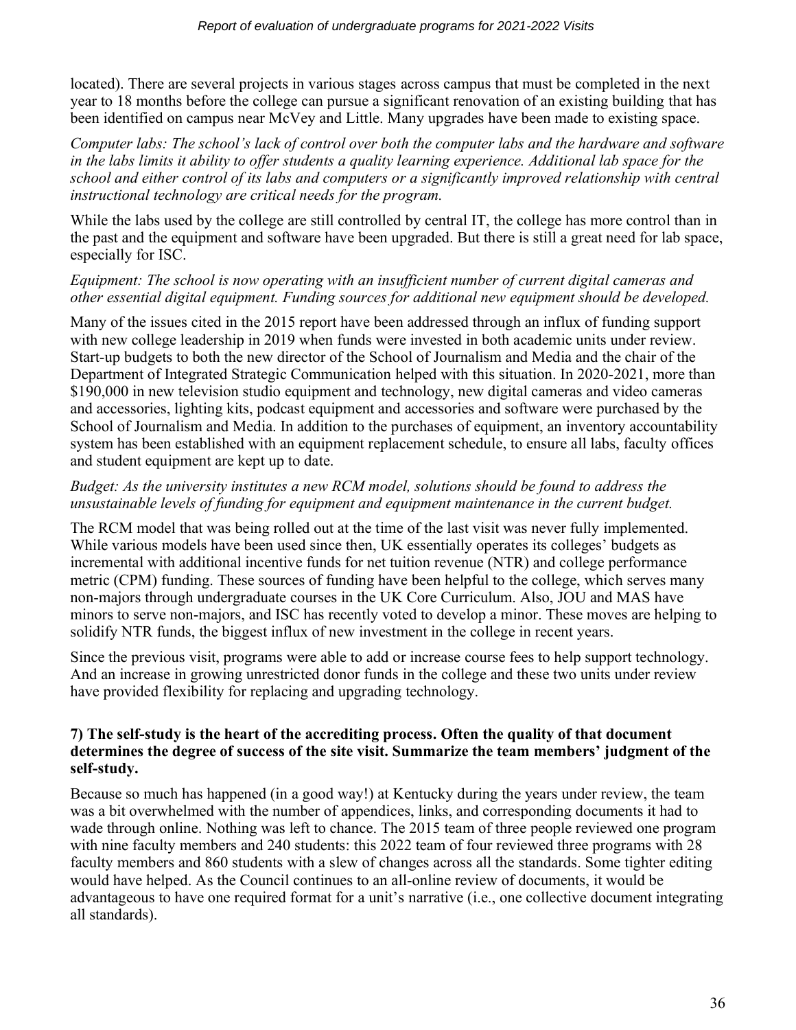located). There are several projects in various stages across campus that must be completed in the next year to 18 months before the college can pursue a significant renovation of an existing building that has been identified on campus near McVey and Little. Many upgrades have been made to existing space.

*Computer labs: The school's lack of control over both the computer labs and the hardware and software in the labs limits it ability to offer students a quality learning experience. Additional lab space for the school and either control of its labs and computers or a significantly improved relationship with central instructional technology are critical needs for the program.*

While the labs used by the college are still controlled by central IT, the college has more control than in the past and the equipment and software have been upgraded. But there is still a great need for lab space, especially for ISC.

*Equipment: The school is now operating with an insufficient number of current digital cameras and other essential digital equipment. Funding sources for additional new equipment should be developed.*

Many of the issues cited in the 2015 report have been addressed through an influx of funding support with new college leadership in 2019 when funds were invested in both academic units under review. Start-up budgets to both the new director of the School of Journalism and Media and the chair of the Department of Integrated Strategic Communication helped with this situation. In 2020-2021, more than \$190,000 in new television studio equipment and technology, new digital cameras and video cameras and accessories, lighting kits, podcast equipment and accessories and software were purchased by the School of Journalism and Media. In addition to the purchases of equipment, an inventory accountability system has been established with an equipment replacement schedule, to ensure all labs, faculty offices and student equipment are kept up to date.

*Budget: As the university institutes a new RCM model, solutions should be found to address the unsustainable levels of funding for equipment and equipment maintenance in the current budget.*

The RCM model that was being rolled out at the time of the last visit was never fully implemented. While various models have been used since then, UK essentially operates its colleges' budgets as incremental with additional incentive funds for net tuition revenue (NTR) and college performance metric (CPM) funding. These sources of funding have been helpful to the college, which serves many non-majors through undergraduate courses in the UK Core Curriculum. Also, JOU and MAS have minors to serve non-majors, and ISC has recently voted to develop a minor. These moves are helping to solidify NTR funds, the biggest influx of new investment in the college in recent years.

Since the previous visit, programs were able to add or increase course fees to help support technology. And an increase in growing unrestricted donor funds in the college and these two units under review have provided flexibility for replacing and upgrading technology.

**7) The self-study is the heart of the accrediting process. Often the quality of that document determines the degree of success of the site visit. Summarize the team members' judgment of the self-study.**

Because so much has happened (in a good way!) at Kentucky during the years under review, the team was a bit overwhelmed with the number of appendices, links, and corresponding documents it had to wade through online. Nothing was left to chance. The 2015 team of three people reviewed one program with nine faculty members and 240 students: this 2022 team of four reviewed three programs with 28 faculty members and 860 students with a slew of changes across all the standards. Some tighter editing would have helped. As the Council continues to an all-online review of documents, it would be advantageous to have one required format for a unit's narrative (i.e., one collective document integrating all standards).